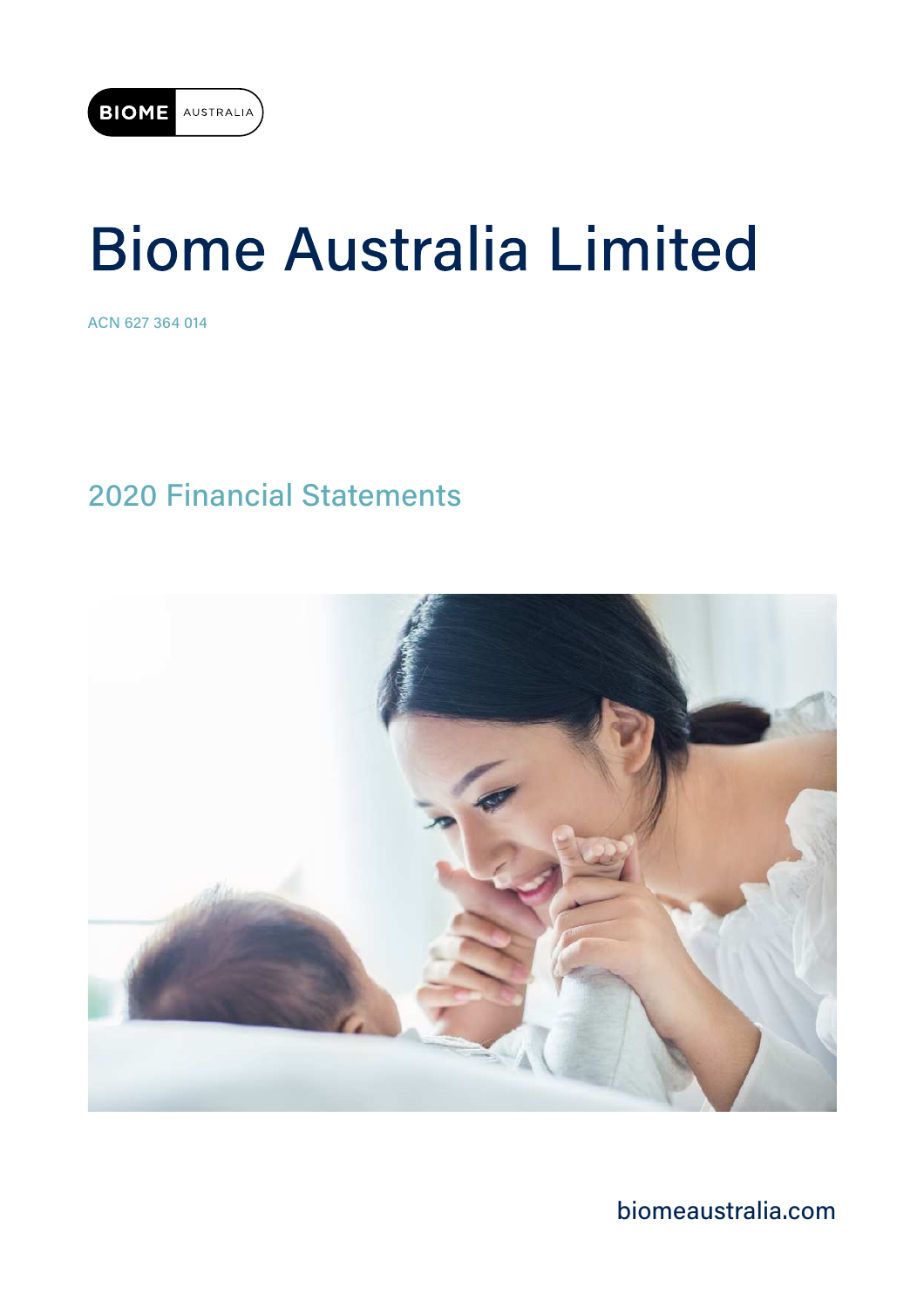BIOME AUSTRALIA

# Biome Australia Limited

ACN 627 364 014

## 2020 Financial Statements

biomeaustralia.com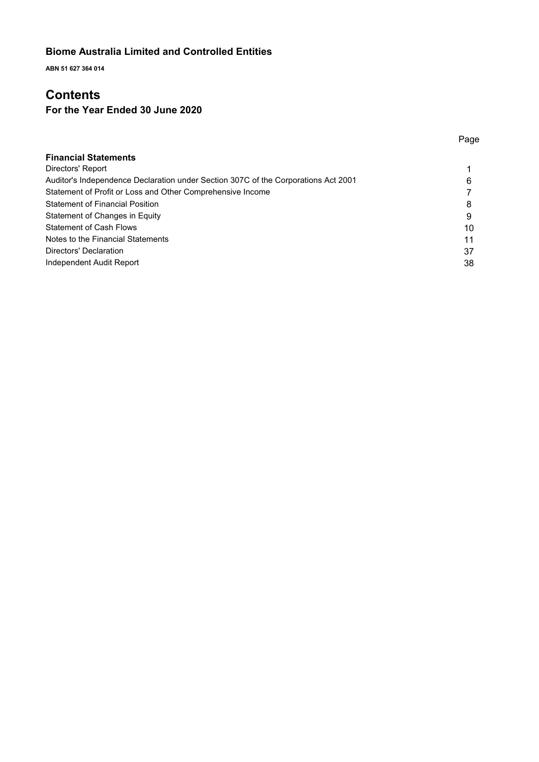**Biome Australia Limited and Controlled Entities**

**ABN 51 627 364 014**

# Contents

## For the Year Ended 30 June 2020

| | Page |
|---|---|
| **Financial Statements** | |
| Directors' Report | 1 |
| Auditor's Independence Declaration under Section 307C of the Corporations Act 2001 | 6 |
| Statement of Profit or Loss and Other Comprehensive Income | 7 |
| Statement of Financial Position | 8 |
| Statement of Changes in Equity | 9 |
| Statement of Cash Flows | 10 |
| Notes to the Financial Statements | 11 |
| Directors' Declaration | 37 |
| Independent Audit Report | 38 |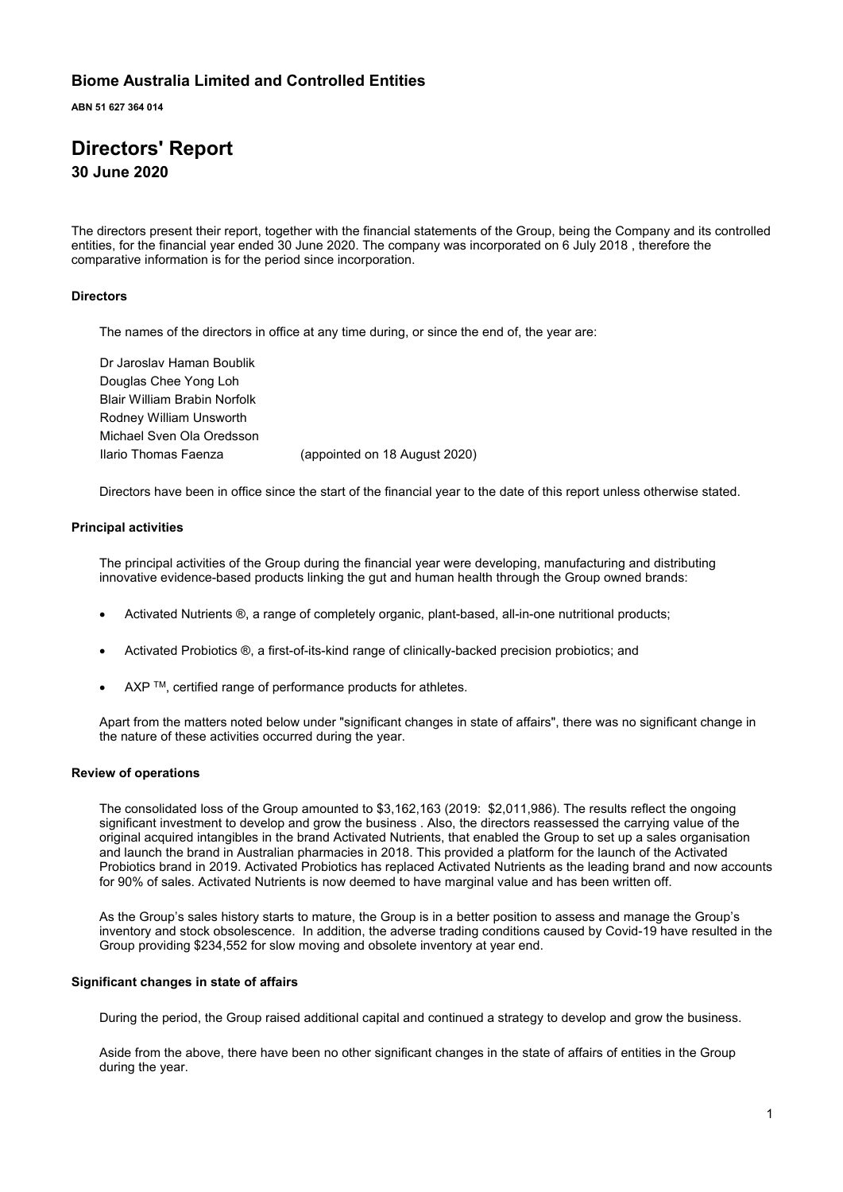# Biome Australia Limited and Controlled Entities

**ABN 51 627 364 014**

# Directors' Report

## 30 June 2020

The directors present their report, together with the financial statements of the Group, being the Company and its controlled entities, for the financial year ended 30 June 2020. The company was incorporated on 6 July 2018 , therefore the comparative information is for the period since incorporation.

### Directors

The names of the directors in office at any time during, or since the end of, the year are:

| | |
|---|---|
| Dr Jaroslav Haman Boublik | |
| Douglas Chee Yong Loh | |
| Blair William Brabin Norfolk | |
| Rodney William Unsworth | |
| Michael Sven Ola Oredsson | |
| Ilario Thomas Faenza | (appointed on 18 August 2020) |

Directors have been in office since the start of the financial year to the date of this report unless otherwise stated.

### Principal activities

The principal activities of the Group during the financial year were developing, manufacturing and distributing innovative evidence-based products linking the gut and human health through the Group owned brands:

- Activated Nutrients ®, a range of completely organic, plant-based, all-in-one nutritional products;
- Activated Probiotics ®, a first-of-its-kind range of clinically-backed precision probiotics; and
- AXP TM, certified range of performance products for athletes.

Apart from the matters noted below under "significant changes in state of affairs", there was no significant change in the nature of these activities occurred during the year.

### Review of operations

The consolidated loss of the Group amounted to $3,162,163 (2019: $2,011,986). The results reflect the ongoing significant investment to develop and grow the business . Also, the directors reassessed the carrying value of the original acquired intangibles in the brand Activated Nutrients, that enabled the Group to set up a sales organisation and launch the brand in Australian pharmacies in 2018. This provided a platform for the launch of the Activated Probiotics brand in 2019. Activated Probiotics has replaced Activated Nutrients as the leading brand and now accounts for 90% of sales. Activated Nutrients is now deemed to have marginal value and has been written off.

As the Group's sales history starts to mature, the Group is in a better position to assess and manage the Group's inventory and stock obsolescence. In addition, the adverse trading conditions caused by Covid-19 have resulted in the Group providing $234,552 for slow moving and obsolete inventory at year end.

### Significant changes in state of affairs

During the period, the Group raised additional capital and continued a strategy to develop and grow the business.

Aside from the above, there have been no other significant changes in the state of affairs of entities in the Group during the year.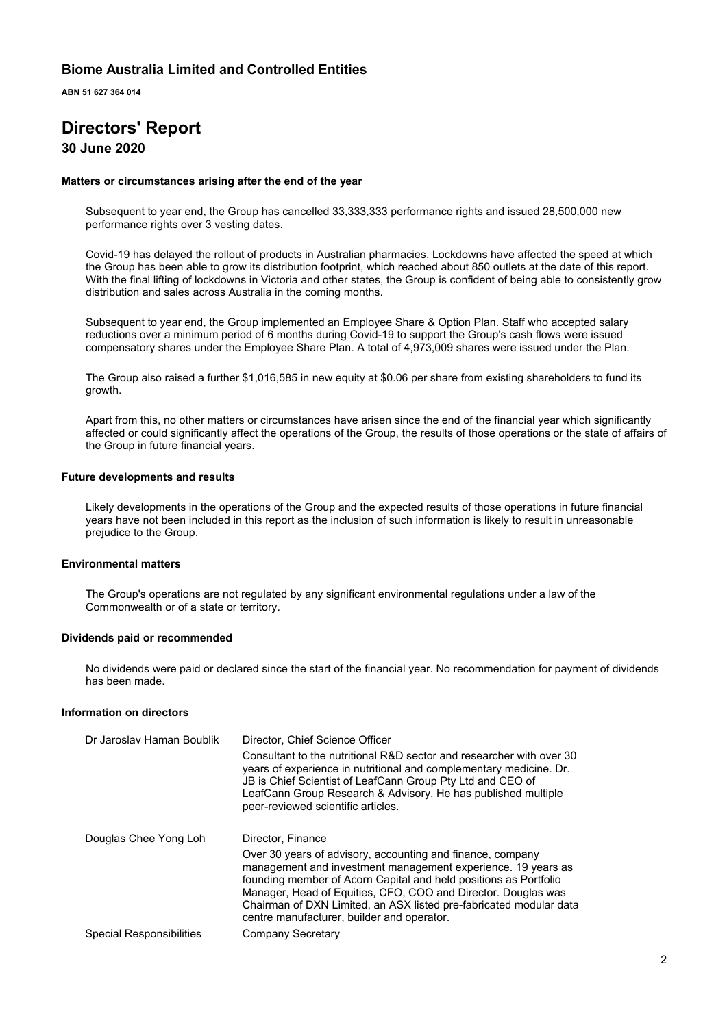# Biome Australia Limited and Controlled Entities

**ABN 51 627 364 014**

# Directors' Report

## 30 June 2020

### Matters or circumstances arising after the end of the year

Subsequent to year end, the Group has cancelled 33,333,333 performance rights and issued 28,500,000 new performance rights over 3 vesting dates.

Covid-19 has delayed the rollout of products in Australian pharmacies. Lockdowns have affected the speed at which the Group has been able to grow its distribution footprint, which reached about 850 outlets at the date of this report. With the final lifting of lockdowns in Victoria and other states, the Group is confident of being able to consistently grow distribution and sales across Australia in the coming months.

Subsequent to year end, the Group implemented an Employee Share & Option Plan. Staff who accepted salary reductions over a minimum period of 6 months during Covid-19 to support the Group's cash flows were issued compensatory shares under the Employee Share Plan. A total of 4,973,009 shares were issued under the Plan.

The Group also raised a further $1,016,585 in new equity at $0.06 per share from existing shareholders to fund its growth.

Apart from this, no other matters or circumstances have arisen since the end of the financial year which significantly affected or could significantly affect the operations of the Group, the results of those operations or the state of affairs of the Group in future financial years.

### Future developments and results

Likely developments in the operations of the Group and the expected results of those operations in future financial years have not been included in this report as the inclusion of such information is likely to result in unreasonable prejudice to the Group.

### Environmental matters

The Group's operations are not regulated by any significant environmental regulations under a law of the Commonwealth or of a state or territory.

### Dividends paid or recommended

No dividends were paid or declared since the start of the financial year. No recommendation for payment of dividends has been made.

### Information on directors

| | |
|---|---|
| Dr Jaroslav Haman Boublik | Director, Chief Science Officer<br>Consultant to the nutritional R&D sector and researcher with over 30 years of experience in nutritional and complementary medicine. Dr. JB is Chief Scientist of LeafCann Group Pty Ltd and CEO of LeafCann Group Research & Advisory. He has published multiple peer-reviewed scientific articles. |
| Douglas Chee Yong Loh | Director, Finance<br>Over 30 years of advisory, accounting and finance, company management and investment management experience. 19 years as founding member of Acorn Capital and held positions as Portfolio Manager, Head of Equities, CFO, COO and Director. Douglas was Chairman of DXN Limited, an ASX listed pre-fabricated modular data centre manufacturer, builder and operator. |
| Special Responsibilities | Company Secretary |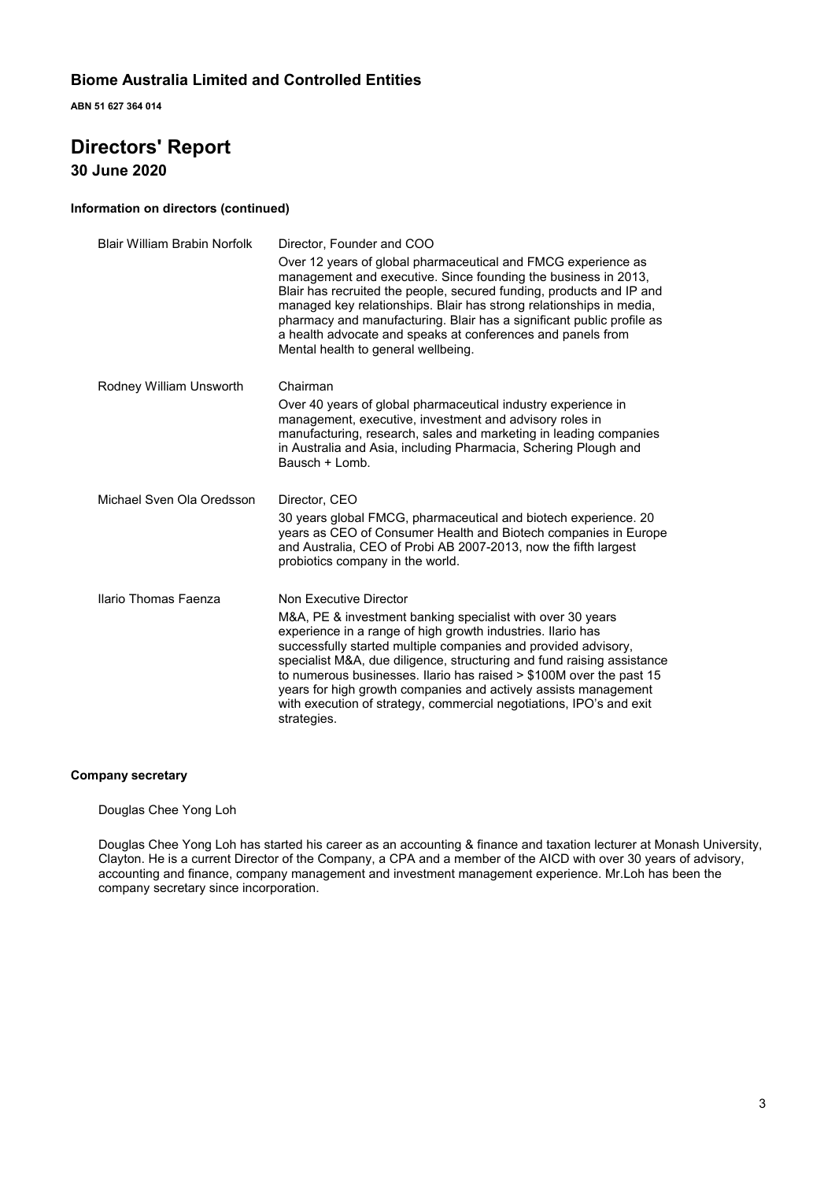## Biome Australia Limited and Controlled Entities

**ABN 51 627 364 014**

# Directors' Report

### 30 June 2020

**Information on directors (continued)**

| | |
|---|---|
| Blair William Brabin Norfolk | Director, Founder and COO<br>Over 12 years of global pharmaceutical and FMCG experience as management and executive. Since founding the business in 2013, Blair has recruited the people, secured funding, products and IP and managed key relationships. Blair has strong relationships in media, pharmacy and manufacturing. Blair has a significant public profile as a health advocate and speaks at conferences and panels from Mental health to general wellbeing. |
| Rodney William Unsworth | Chairman<br>Over 40 years of global pharmaceutical industry experience in management, executive, investment and advisory roles in manufacturing, research, sales and marketing in leading companies in Australia and Asia, including Pharmacia, Schering Plough and Bausch + Lomb. |
| Michael Sven Ola Oredsson | Director, CEO<br>30 years global FMCG, pharmaceutical and biotech experience. 20 years as CEO of Consumer Health and Biotech companies in Europe and Australia, CEO of Probi AB 2007-2013, now the fifth largest probiotics company in the world. |
| Ilario Thomas Faenza | Non Executive Director<br>M&A, PE & investment banking specialist with over 30 years experience in a range of high growth industries. Ilario has successfully started multiple companies and provided advisory, specialist M&A, due diligence, structuring and fund raising assistance to numerous businesses. Ilario has raised > $100M over the past 15 years for high growth companies and actively assists management with execution of strategy, commercial negotiations, IPO's and exit strategies. |

**Company secretary**

Douglas Chee Yong Loh

Douglas Chee Yong Loh has started his career as an accounting & finance and taxation lecturer at Monash University, Clayton. He is a current Director of the Company, a CPA and a member of the AICD with over 30 years of advisory, accounting and finance, company management and investment management experience. Mr.Loh has been the company secretary since incorporation.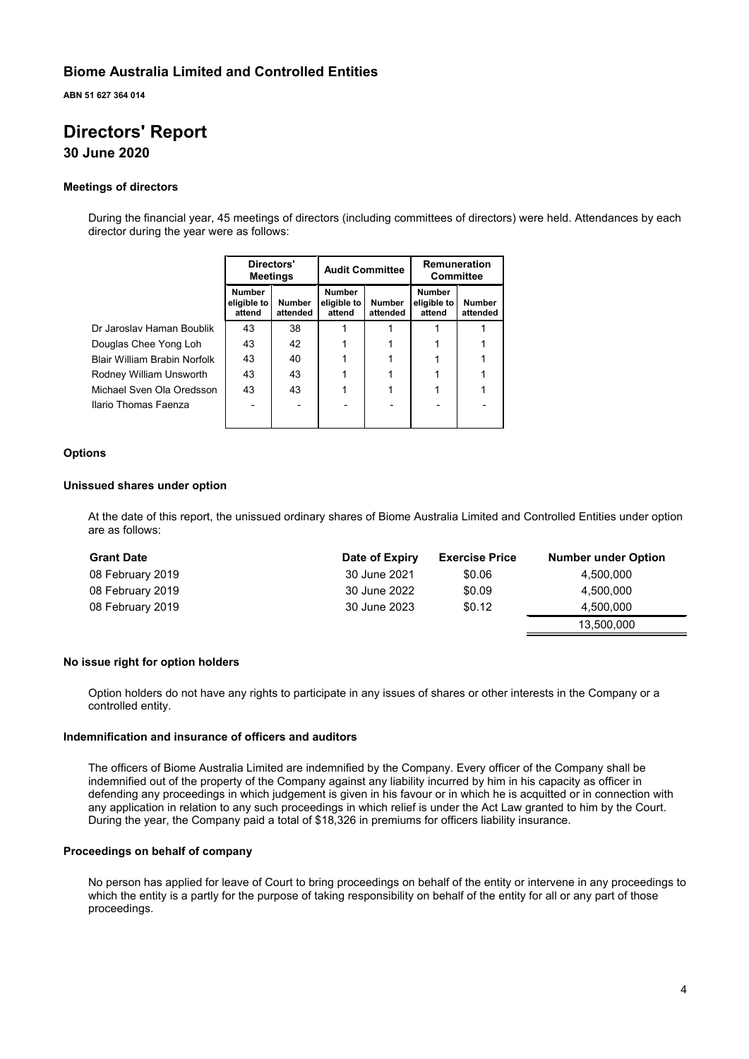## Biome Australia Limited and Controlled Entities

**ABN 51 627 364 014**

# Directors' Report

### 30 June 2020

#### Meetings of directors

During the financial year, 45 meetings of directors (including committees of directors) were held. Attendances by each director during the year were as follows:

| | Directors' Meetings | | Audit Committee | | Remuneration Committee | |
|---|---|---|---|---|---|---|
| | Number eligible to attend | Number attended | Number eligible to attend | Number attended | Number eligible to attend | Number attended |
| Dr Jaroslav Haman Boublik | 43 | 38 | 1 | 1 | 1 | 1 |
| Douglas Chee Yong Loh | 43 | 42 | 1 | 1 | 1 | 1 |
| Blair William Brabin Norfolk | 43 | 40 | 1 | 1 | 1 | 1 |
| Rodney William Unsworth | 43 | 43 | 1 | 1 | 1 | 1 |
| Michael Sven Ola Oredsson | 43 | 43 | 1 | 1 | 1 | 1 |
| Ilario Thomas Faenza | - | - | - | - | - | - |

#### Options

#### Unissued shares under option

At the date of this report, the unissued ordinary shares of Biome Australia Limited and Controlled Entities under option are as follows:

| Grant Date | Date of Expiry | Exercise Price | Number under Option |
|---|---|---|---|
| 08 February 2019 | 30 June 2021 | $0.06 | 4,500,000 |
| 08 February 2019 | 30 June 2022 | $0.09 | 4,500,000 |
| 08 February 2019 | 30 June 2023 | $0.12 | 4,500,000 |
| | | | 13,500,000 |

#### No issue right for option holders

Option holders do not have any rights to participate in any issues of shares or other interests in the Company or a controlled entity.

#### Indemnification and insurance of officers and auditors

The officers of Biome Australia Limited are indemnified by the Company. Every officer of the Company shall be indemnified out of the property of the Company against any liability incurred by him in his capacity as officer in defending any proceedings in which judgement is given in his favour or in which he is acquitted or in connection with any application in relation to any such proceedings in which relief is under the Act Law granted to him by the Court. During the year, the Company paid a total of $18,326 in premiums for officers liability insurance.

#### Proceedings on behalf of company

No person has applied for leave of Court to bring proceedings on behalf of the entity or intervene in any proceedings to which the entity is a partly for the purpose of taking responsibility on behalf of the entity for all or any part of those proceedings.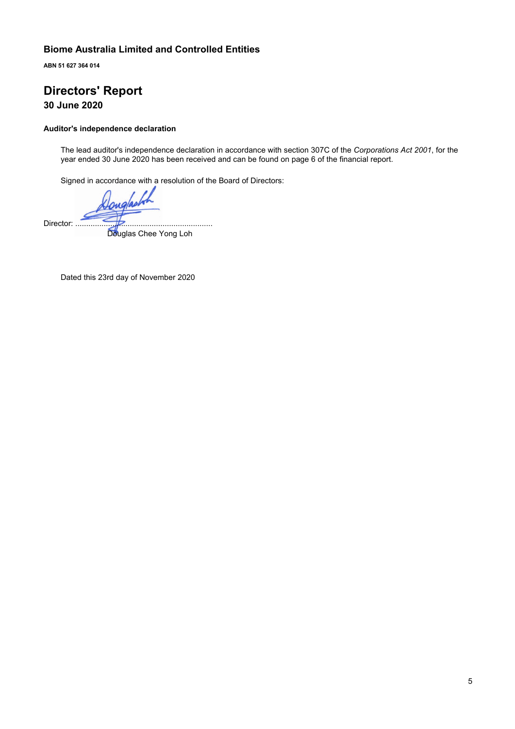**Biome Australia Limited and Controlled Entities**

**ABN 51 627 364 014**

# Directors' Report

**30 June 2020**

#### Auditor's independence declaration

The lead auditor's independence declaration in accordance with section 307C of the *Corporations Act 2001*, for the year ended 30 June 2020 has been received and can be found on page 6 of the financial report.

Signed in accordance with a resolution of the Board of Directors:

Director: ...............................................................
Douglas Chee Yong Loh

Dated this 23rd day of November 2020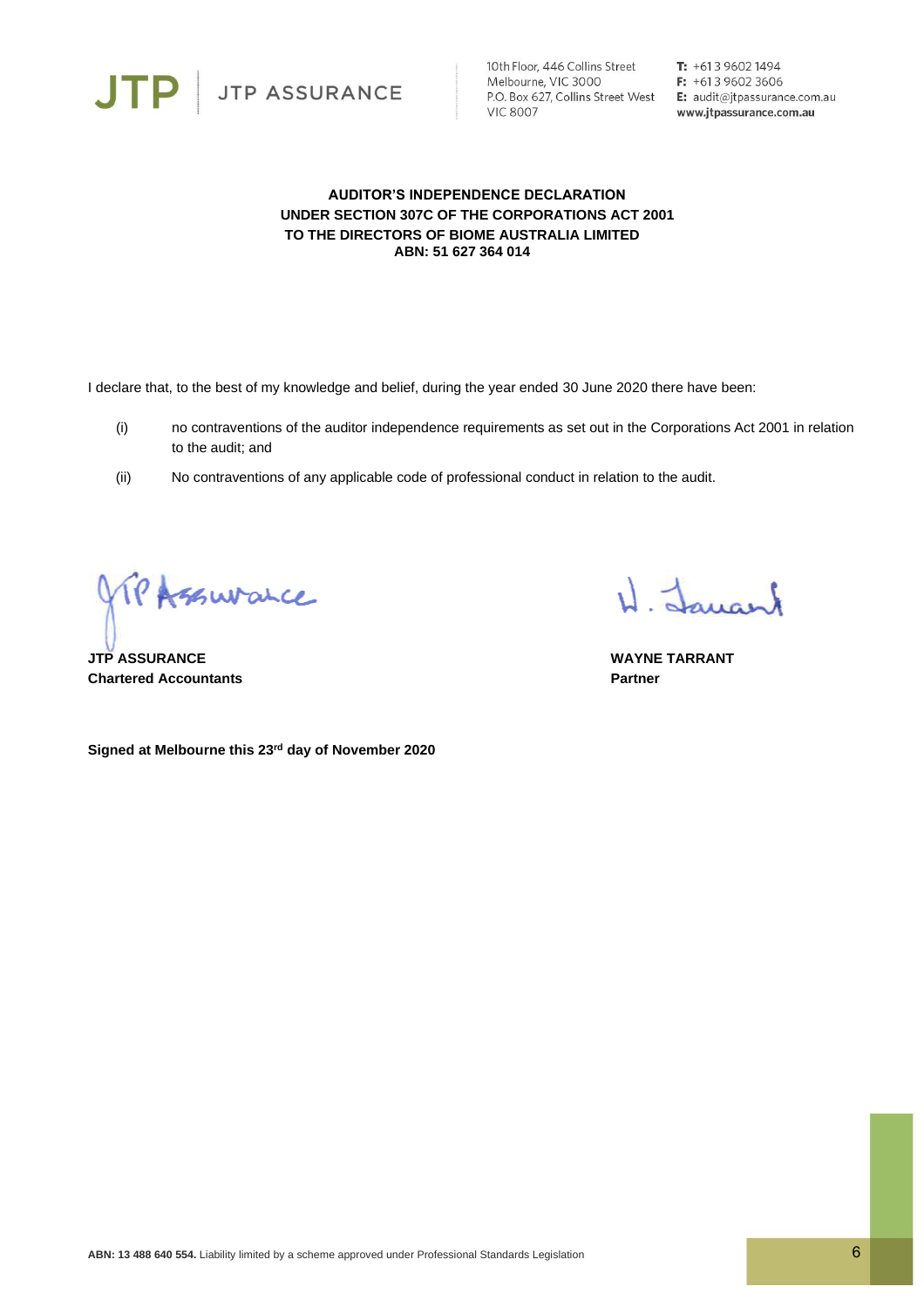JTP | JTP ASSURANCE

10th Floor, 446 Collins Street
Melbourne, VIC 3000
P.O. Box 627, Collins Street West
VIC 8007

**T:** +61 3 9602 1494
**F:** +61 3 9602 3606
**E:** audit@jtpassurance.com.au
**www.jtpassurance.com.au**

**AUDITOR'S INDEPENDENCE DECLARATION**
**UNDER SECTION 307C OF THE CORPORATIONS ACT 2001**
**TO THE DIRECTORS OF BIOME AUSTRALIA LIMITED**
**ABN: 51 627 364 014**

I declare that, to the best of my knowledge and belief, during the year ended 30 June 2020 there have been:

(i) no contraventions of the auditor independence requirements as set out in the Corporations Act 2001 in relation to the audit; and

(ii) No contraventions of any applicable code of professional conduct in relation to the audit.

**JTP ASSURANCE**
**Chartered Accountants**

**WAYNE TARRANT**
**Partner**

**Signed at Melbourne this 23rd day of November 2020**

**ABN: 13 488 640 554.** Liability limited by a scheme approved under Professional Standards Legislation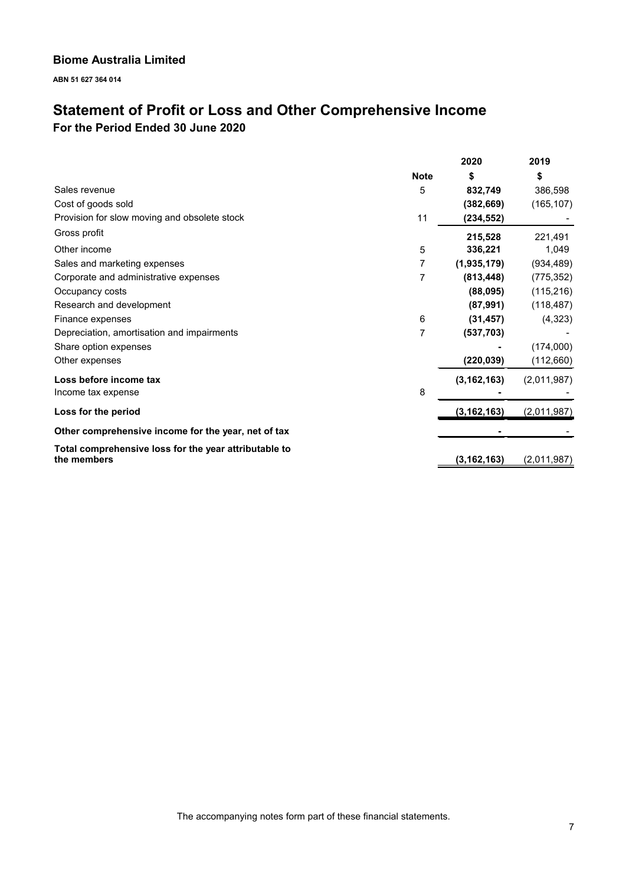**Biome Australia Limited**

**ABN 51 627 364 014**

# Statement of Profit or Loss and Other Comprehensive Income

## For the Period Ended 30 June 2020

| | Note | 2020<br>$ | 2019<br>$ |
|---|---|---|---|
| Sales revenue | 5 | **832,749** | 386,598 |
| Cost of goods sold | | **(382,669)** | (165,107) |
| Provision for slow moving and obsolete stock | 11 | **(234,552)** | - |
| Gross profit | | **215,528** | 221,491 |
| Other income | 5 | **336,221** | 1,049 |
| Sales and marketing expenses | 7 | **(1,935,179)** | (934,489) |
| Corporate and administrative expenses | 7 | **(813,448)** | (775,352) |
| Occupancy costs | | **(88,095)** | (115,216) |
| Research and development | | **(87,991)** | (118,487) |
| Finance expenses | 6 | **(31,457)** | (4,323) |
| Depreciation, amortisation and impairments | 7 | **(537,703)** | - |
| Share option expenses | | **-** | (174,000) |
| Other expenses | | **(220,039)** | (112,660) |
| **Loss before income tax** | | **(3,162,163)** | (2,011,987) |
| Income tax expense | 8 | **-** | - |
| **Loss for the period** | | **(3,162,163)** | (2,011,987) |
| **Other comprehensive income for the year, net of tax** | | **-** | - |
| **Total comprehensive loss for the year attributable to the members** | | **(3,162,163)** | (2,011,987) |

The accompanying notes form part of these financial statements.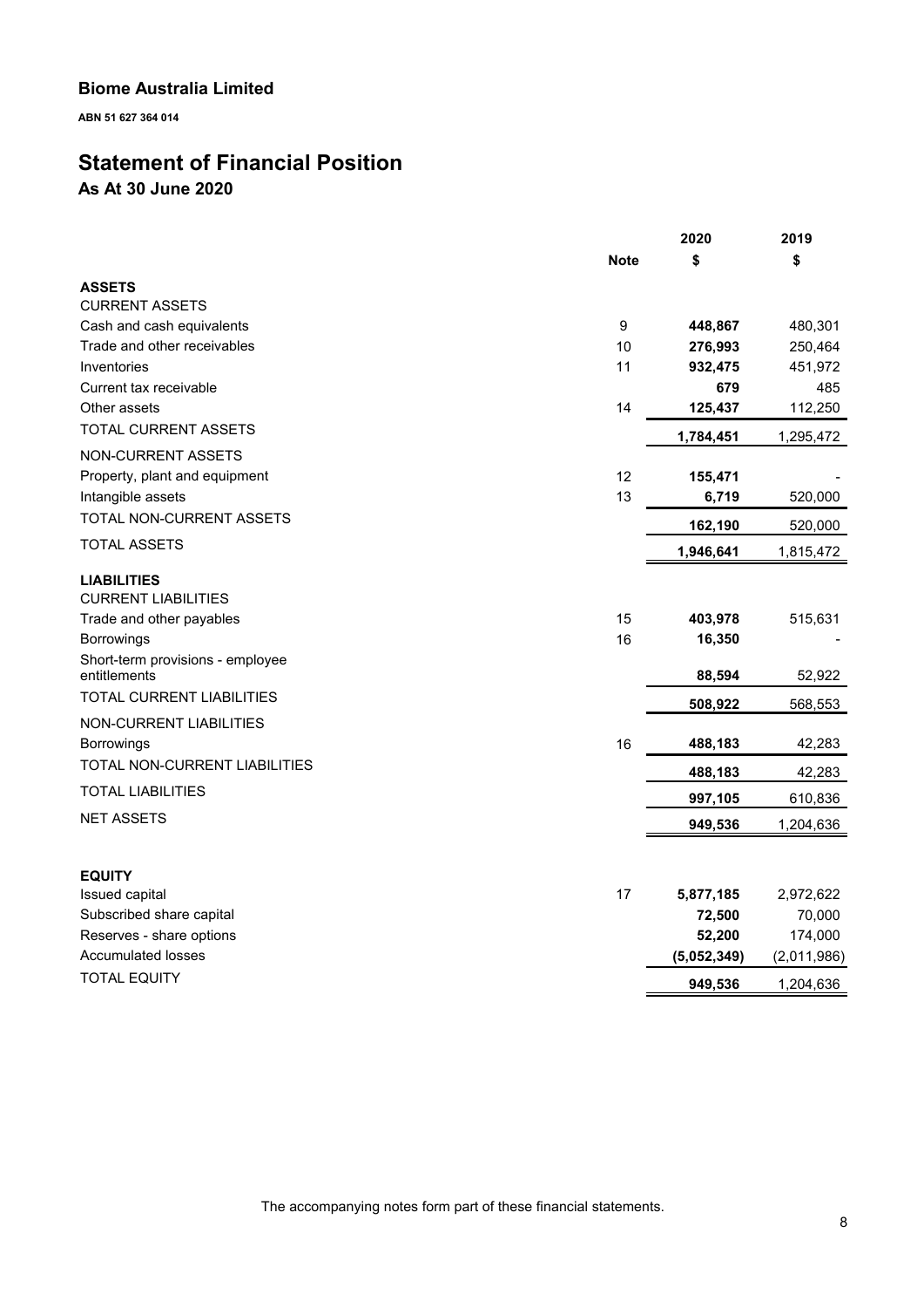# Biome Australia Limited

**ABN 51 627 364 014**

# Statement of Financial Position

## As At 30 June 2020

| | Note | 2020 $ | 2019 $ |
|---|---|---|---|
| **ASSETS** | | | |
| CURRENT ASSETS | | | |
| Cash and cash equivalents | 9 | **448,867** | 480,301 |
| Trade and other receivables | 10 | **276,993** | 250,464 |
| Inventories | 11 | **932,475** | 451,972 |
| Current tax receivable | | **679** | 485 |
| Other assets | 14 | **125,437** | 112,250 |
| TOTAL CURRENT ASSETS | | **1,784,451** | 1,295,472 |
| NON-CURRENT ASSETS | | | |
| Property, plant and equipment | 12 | **155,471** | - |
| Intangible assets | 13 | **6,719** | 520,000 |
| TOTAL NON-CURRENT ASSETS | | **162,190** | 520,000 |
| TOTAL ASSETS | | **1,946,641** | 1,815,472 |
| **LIABILITIES** | | | |
| CURRENT LIABILITIES | | | |
| Trade and other payables | 15 | **403,978** | 515,631 |
| Borrowings | 16 | **16,350** | - |
| Short-term provisions - employee entitlements | | **88,594** | 52,922 |
| TOTAL CURRENT LIABILITIES | | **508,922** | 568,553 |
| NON-CURRENT LIABILITIES | | | |
| Borrowings | 16 | **488,183** | 42,283 |
| TOTAL NON-CURRENT LIABILITIES | | **488,183** | 42,283 |
| TOTAL LIABILITIES | | **997,105** | 610,836 |
| NET ASSETS | | **949,536** | 1,204,636 |
| | | | |
| **EQUITY** | | | |
| Issued capital | 17 | **5,877,185** | 2,972,622 |
| Subscribed share capital | | **72,500** | 70,000 |
| Reserves - share options | | **52,200** | 174,000 |
| Accumulated losses | | **(5,052,349)** | (2,011,986) |
| TOTAL EQUITY | | **949,536** | 1,204,636 |

The accompanying notes form part of these financial statements.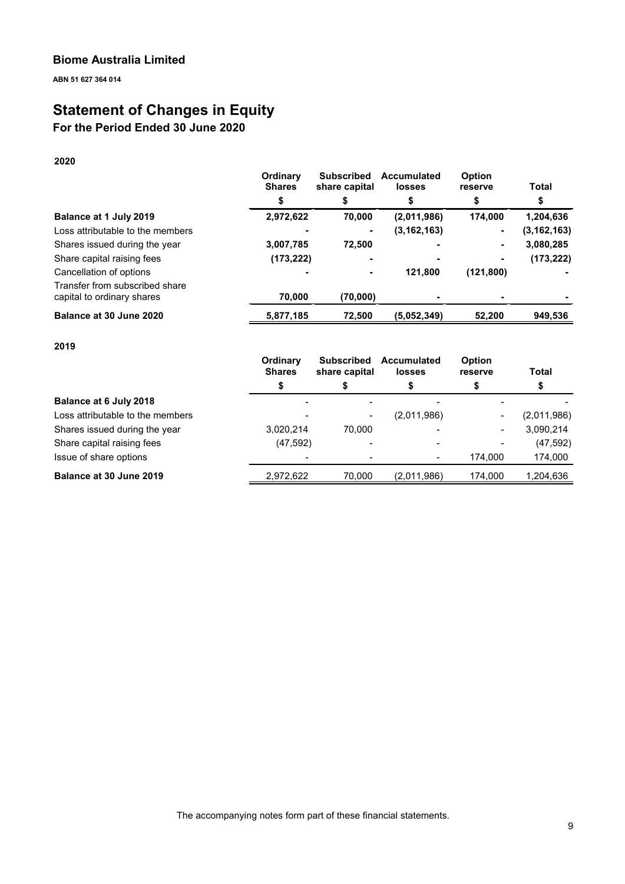**Biome Australia Limited**

**ABN 51 627 364 014**

# Statement of Changes in Equity

## For the Period Ended 30 June 2020

**2020**

| | Ordinary Shares | Subscribed share capital | Accumulated losses | Option reserve | Total |
|---|---|---|---|---|---|
| | $ | $ | $ | $ | $ |
| **Balance at 1 July 2019** | **2,972,622** | **70,000** | **(2,011,986)** | **174,000** | **1,204,636** |
| Loss attributable to the members | **-** | **-** | **(3,162,163)** | **-** | **(3,162,163)** |
| Shares issued during the year | **3,007,785** | **72,500** | **-** | **-** | **3,080,285** |
| Share capital raising fees | **(173,222)** | **-** | **-** | **-** | **(173,222)** |
| Cancellation of options | **-** | **-** | **121,800** | **(121,800)** | **-** |
| Transfer from subscribed share capital to ordinary shares | **70,000** | **(70,000)** | **-** | **-** | **-** |
| **Balance at 30 June 2020** | **5,877,185** | **72,500** | **(5,052,349)** | **52,200** | **949,536** |

**2019**

| | Ordinary Shares | Subscribed share capital | Accumulated losses | Option reserve | Total |
|---|---|---|---|---|---|
| | $ | $ | $ | $ | $ |
| **Balance at 6 July 2018** | - | - | - | - | - |
| Loss attributable to the members | - | - | (2,011,986) | - | (2,011,986) |
| Shares issued during the year | 3,020,214 | 70,000 | - | - | 3,090,214 |
| Share capital raising fees | (47,592) | - | - | - | (47,592) |
| Issue of share options | - | - | - | 174,000 | 174,000 |
| **Balance at 30 June 2019** | 2,972,622 | 70,000 | (2,011,986) | 174,000 | 1,204,636 |

The accompanying notes form part of these financial statements.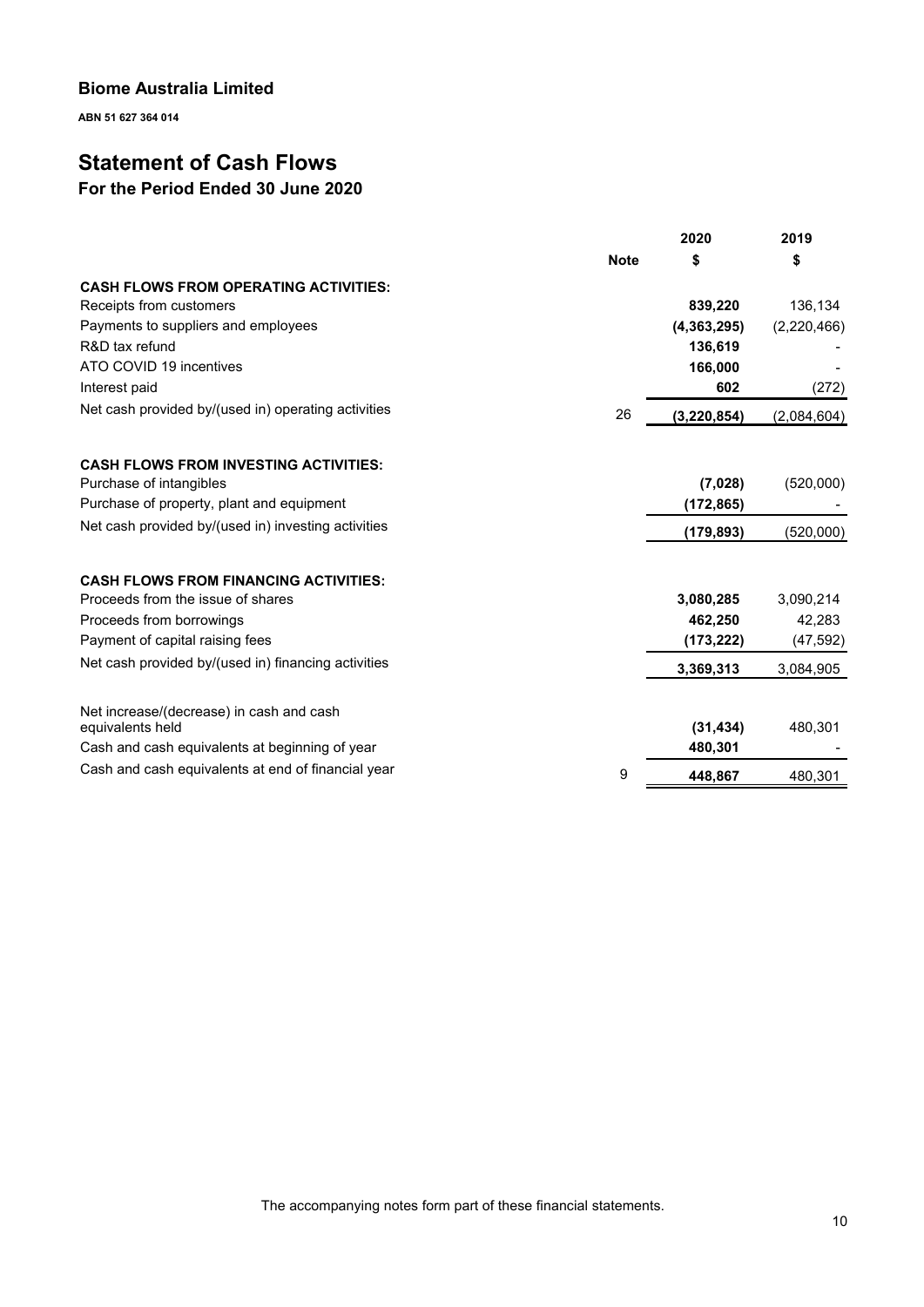**Biome Australia Limited**

**ABN 51 627 364 014**

# Statement of Cash Flows

## For the Period Ended 30 June 2020

| | Note | 2020<br>$ | 2019<br>$ |
|---|---|---|---|
| **CASH FLOWS FROM OPERATING ACTIVITIES:** | | | |
| Receipts from customers | | **839,220** | 136,134 |
| Payments to suppliers and employees | | **(4,363,295)** | (2,220,466) |
| R&D tax refund | | **136,619** | - |
| ATO COVID 19 incentives | | **166,000** | - |
| Interest paid | | **602** | (272) |
| Net cash provided by/(used in) operating activities | 26 | **(3,220,854)** | (2,084,604) |
| | | | |
| **CASH FLOWS FROM INVESTING ACTIVITIES:** | | | |
| Purchase of intangibles | | **(7,028)** | (520,000) |
| Purchase of property, plant and equipment | | **(172,865)** | - |
| Net cash provided by/(used in) investing activities | | **(179,893)** | (520,000) |
| | | | |
| **CASH FLOWS FROM FINANCING ACTIVITIES:** | | | |
| Proceeds from the issue of shares | | **3,080,285** | 3,090,214 |
| Proceeds from borrowings | | **462,250** | 42,283 |
| Payment of capital raising fees | | **(173,222)** | (47,592) |
| Net cash provided by/(used in) financing activities | | **3,369,313** | 3,084,905 |
| | | | |
| Net increase/(decrease) in cash and cash equivalents held | | **(31,434)** | 480,301 |
| Cash and cash equivalents at beginning of year | | **480,301** | - |
| Cash and cash equivalents at end of financial year | 9 | **448,867** | 480,301 |

The accompanying notes form part of these financial statements.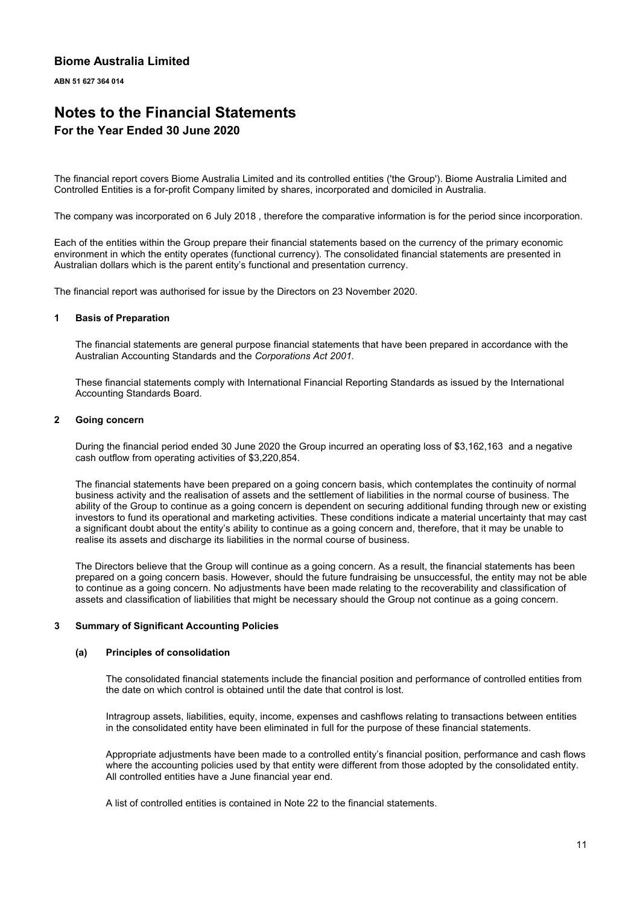# Biome Australia Limited

**ABN 51 627 364 014**

# Notes to the Financial Statements

## For the Year Ended 30 June 2020

The financial report covers Biome Australia Limited and its controlled entities ('the Group'). Biome Australia Limited and Controlled Entities is a for-profit Company limited by shares, incorporated and domiciled in Australia.

The company was incorporated on 6 July 2018 , therefore the comparative information is for the period since incorporation.

Each of the entities within the Group prepare their financial statements based on the currency of the primary economic environment in which the entity operates (functional currency). The consolidated financial statements are presented in Australian dollars which is the parent entity's functional and presentation currency.

The financial report was authorised for issue by the Directors on 23 November 2020.

### 1 Basis of Preparation

The financial statements are general purpose financial statements that have been prepared in accordance with the Australian Accounting Standards and the *Corporations Act 2001*.

These financial statements comply with International Financial Reporting Standards as issued by the International Accounting Standards Board.

### 2 Going concern

During the financial period ended 30 June 2020 the Group incurred an operating loss of $3,162,163 and a negative cash outflow from operating activities of $3,220,854.

The financial statements have been prepared on a going concern basis, which contemplates the continuity of normal business activity and the realisation of assets and the settlement of liabilities in the normal course of business. The ability of the Group to continue as a going concern is dependent on securing additional funding through new or existing investors to fund its operational and marketing activities. These conditions indicate a material uncertainty that may cast a significant doubt about the entity's ability to continue as a going concern and, therefore, that it may be unable to realise its assets and discharge its liabilities in the normal course of business.

The Directors believe that the Group will continue as a going concern. As a result, the financial statements has been prepared on a going concern basis. However, should the future fundraising be unsuccessful, the entity may not be able to continue as a going concern. No adjustments have been made relating to the recoverability and classification of assets and classification of liabilities that might be necessary should the Group not continue as a going concern.

### 3 Summary of Significant Accounting Policies

#### (a) Principles of consolidation

The consolidated financial statements include the financial position and performance of controlled entities from the date on which control is obtained until the date that control is lost.

Intragroup assets, liabilities, equity, income, expenses and cashflows relating to transactions between entities in the consolidated entity have been eliminated in full for the purpose of these financial statements.

Appropriate adjustments have been made to a controlled entity's financial position, performance and cash flows where the accounting policies used by that entity were different from those adopted by the consolidated entity. All controlled entities have a June financial year end.

A list of controlled entities is contained in Note 22 to the financial statements.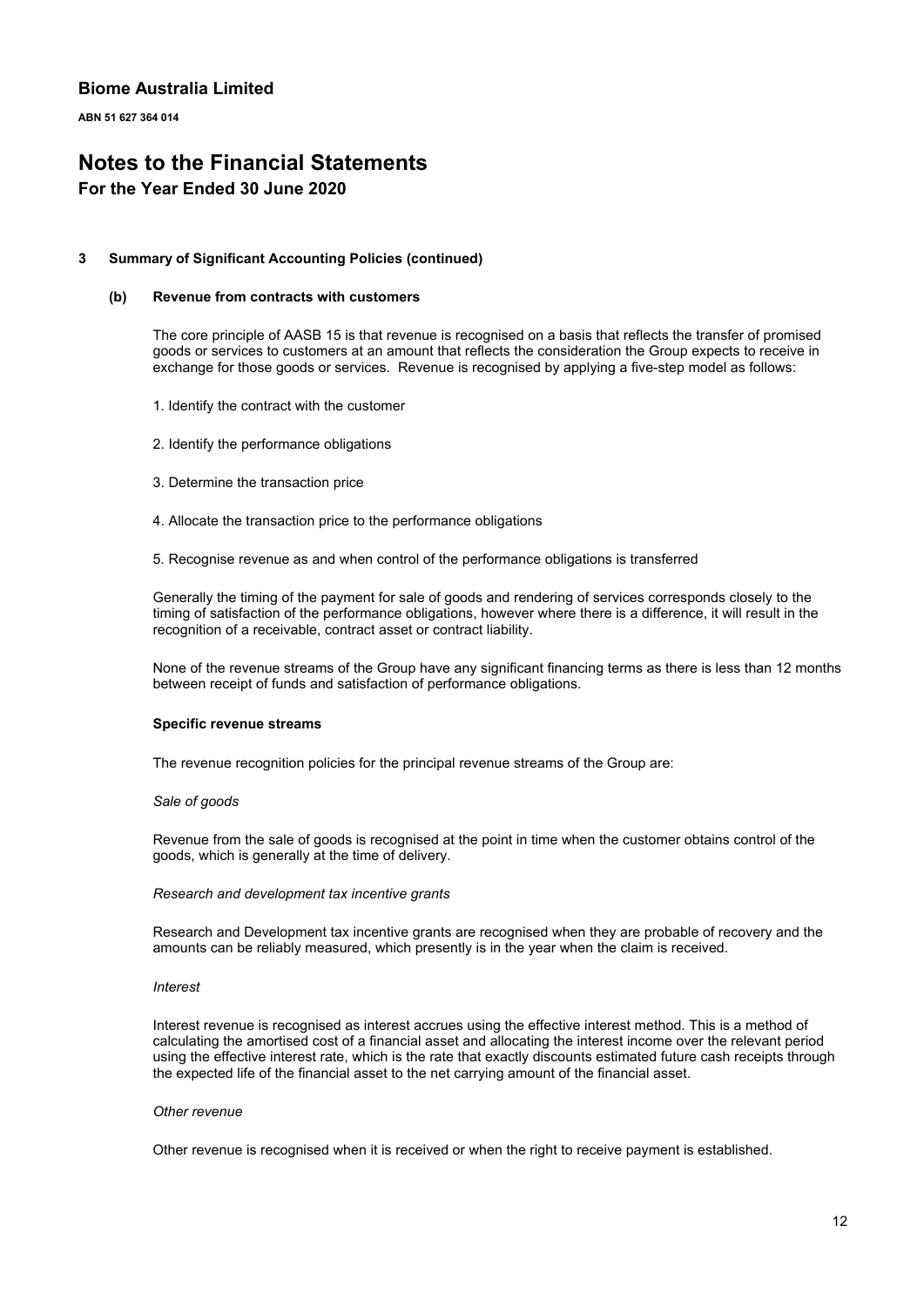# Biome Australia Limited

**ABN 51 627 364 014**

# Notes to the Financial Statements

## For the Year Ended 30 June 2020

### 3 Summary of Significant Accounting Policies (continued)

#### (b) Revenue from contracts with customers

The core principle of AASB 15 is that revenue is recognised on a basis that reflects the transfer of promised goods or services to customers at an amount that reflects the consideration the Group expects to receive in exchange for those goods or services. Revenue is recognised by applying a five-step model as follows:

1. Identify the contract with the customer

2. Identify the performance obligations

3. Determine the transaction price

4. Allocate the transaction price to the performance obligations

5. Recognise revenue as and when control of the performance obligations is transferred

Generally the timing of the payment for sale of goods and rendering of services corresponds closely to the timing of satisfaction of the performance obligations, however where there is a difference, it will result in the recognition of a receivable, contract asset or contract liability.

None of the revenue streams of the Group have any significant financing terms as there is less than 12 months between receipt of funds and satisfaction of performance obligations.

**Specific revenue streams**

The revenue recognition policies for the principal revenue streams of the Group are:

*Sale of goods*

Revenue from the sale of goods is recognised at the point in time when the customer obtains control of the goods, which is generally at the time of delivery.

*Research and development tax incentive grants*

Research and Development tax incentive grants are recognised when they are probable of recovery and the amounts can be reliably measured, which presently is in the year when the claim is received.

*Interest*

Interest revenue is recognised as interest accrues using the effective interest method. This is a method of calculating the amortised cost of a financial asset and allocating the interest income over the relevant period using the effective interest rate, which is the rate that exactly discounts estimated future cash receipts through the expected life of the financial asset to the net carrying amount of the financial asset.

*Other revenue*

Other revenue is recognised when it is received or when the right to receive payment is established.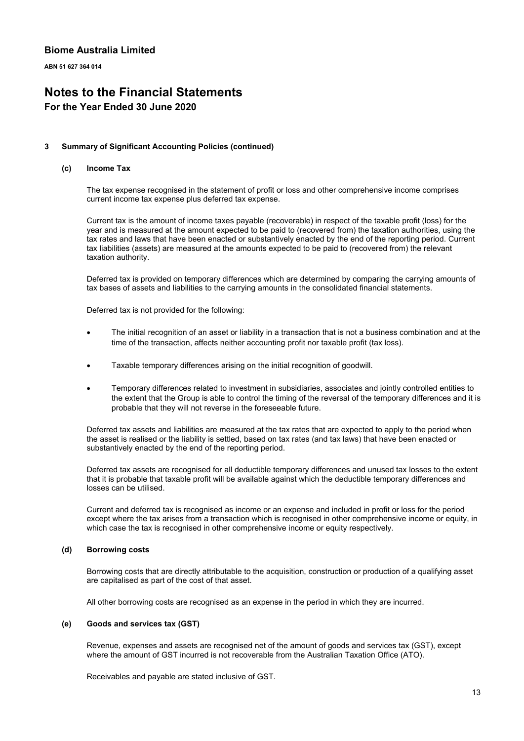# Biome Australia Limited

**ABN 51 627 364 014**

# Notes to the Financial Statements

## For the Year Ended 30 June 2020

### 3 Summary of Significant Accounting Policies (continued)

#### (c) Income Tax

The tax expense recognised in the statement of profit or loss and other comprehensive income comprises current income tax expense plus deferred tax expense.

Current tax is the amount of income taxes payable (recoverable) in respect of the taxable profit (loss) for the year and is measured at the amount expected to be paid to (recovered from) the taxation authorities, using the tax rates and laws that have been enacted or substantively enacted by the end of the reporting period. Current tax liabilities (assets) are measured at the amounts expected to be paid to (recovered from) the relevant taxation authority.

Deferred tax is provided on temporary differences which are determined by comparing the carrying amounts of tax bases of assets and liabilities to the carrying amounts in the consolidated financial statements.

Deferred tax is not provided for the following:

- The initial recognition of an asset or liability in a transaction that is not a business combination and at the time of the transaction, affects neither accounting profit nor taxable profit (tax loss).
- Taxable temporary differences arising on the initial recognition of goodwill.
- Temporary differences related to investment in subsidiaries, associates and jointly controlled entities to the extent that the Group is able to control the timing of the reversal of the temporary differences and it is probable that they will not reverse in the foreseeable future.

Deferred tax assets and liabilities are measured at the tax rates that are expected to apply to the period when the asset is realised or the liability is settled, based on tax rates (and tax laws) that have been enacted or substantively enacted by the end of the reporting period.

Deferred tax assets are recognised for all deductible temporary differences and unused tax losses to the extent that it is probable that taxable profit will be available against which the deductible temporary differences and losses can be utilised.

Current and deferred tax is recognised as income or an expense and included in profit or loss for the period except where the tax arises from a transaction which is recognised in other comprehensive income or equity, in which case the tax is recognised in other comprehensive income or equity respectively.

#### (d) Borrowing costs

Borrowing costs that are directly attributable to the acquisition, construction or production of a qualifying asset are capitalised as part of the cost of that asset.

All other borrowing costs are recognised as an expense in the period in which they are incurred.

#### (e) Goods and services tax (GST)

Revenue, expenses and assets are recognised net of the amount of goods and services tax (GST), except where the amount of GST incurred is not recoverable from the Australian Taxation Office (ATO).

Receivables and payable are stated inclusive of GST.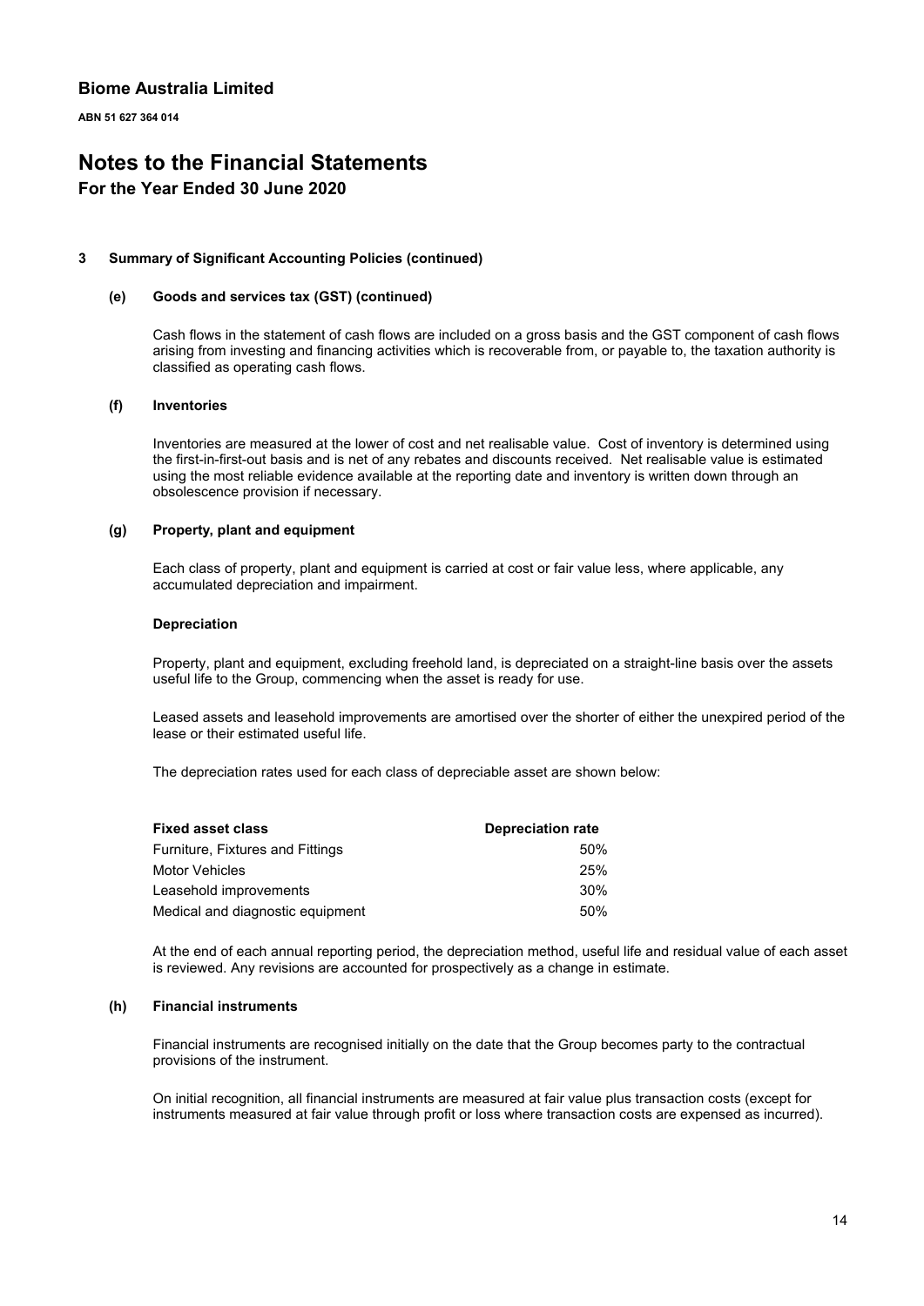## Biome Australia Limited

**ABN 51 627 364 014**

# Notes to the Financial Statements

### For the Year Ended 30 June 2020

**3 Summary of Significant Accounting Policies (continued)**

**(e) Goods and services tax (GST) (continued)**

Cash flows in the statement of cash flows are included on a gross basis and the GST component of cash flows arising from investing and financing activities which is recoverable from, or payable to, the taxation authority is classified as operating cash flows.

**(f) Inventories**

Inventories are measured at the lower of cost and net realisable value. Cost of inventory is determined using the first-in-first-out basis and is net of any rebates and discounts received. Net realisable value is estimated using the most reliable evidence available at the reporting date and inventory is written down through an obsolescence provision if necessary.

**(g) Property, plant and equipment**

Each class of property, plant and equipment is carried at cost or fair value less, where applicable, any accumulated depreciation and impairment.

**Depreciation**

Property, plant and equipment, excluding freehold land, is depreciated on a straight-line basis over the assets useful life to the Group, commencing when the asset is ready for use.

Leased assets and leasehold improvements are amortised over the shorter of either the unexpired period of the lease or their estimated useful life.

The depreciation rates used for each class of depreciable asset are shown below:

| Fixed asset class | Depreciation rate |
|---|---|
| Furniture, Fixtures and Fittings | 50% |
| Motor Vehicles | 25% |
| Leasehold improvements | 30% |
| Medical and diagnostic equipment | 50% |

At the end of each annual reporting period, the depreciation method, useful life and residual value of each asset is reviewed. Any revisions are accounted for prospectively as a change in estimate.

**(h) Financial instruments**

Financial instruments are recognised initially on the date that the Group becomes party to the contractual provisions of the instrument.

On initial recognition, all financial instruments are measured at fair value plus transaction costs (except for instruments measured at fair value through profit or loss where transaction costs are expensed as incurred).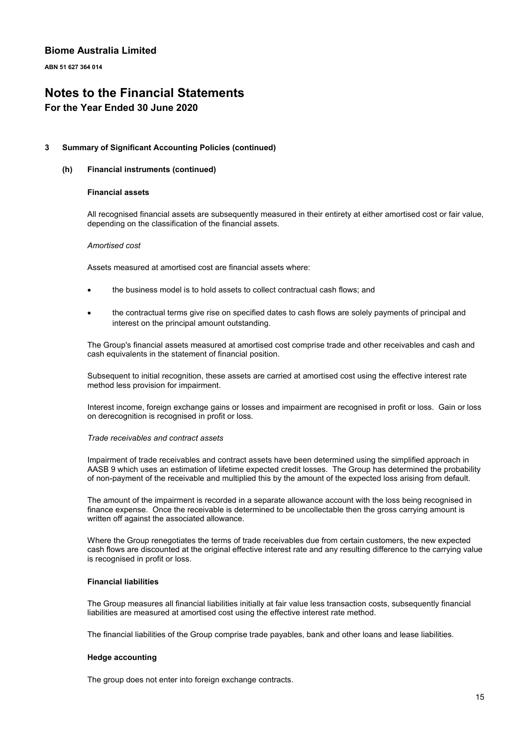### 3 Summary of Significant Accounting Policies (continued)

#### (h) Financial instruments (continued)

**Financial assets**

All recognised financial assets are subsequently measured in their entirety at either amortised cost or fair value, depending on the classification of the financial assets.

*Amortised cost*

Assets measured at amortised cost are financial assets where:

- the business model is to hold assets to collect contractual cash flows; and
- the contractual terms give rise on specified dates to cash flows are solely payments of principal and interest on the principal amount outstanding.

The Group's financial assets measured at amortised cost comprise trade and other receivables and cash and cash equivalents in the statement of financial position.

Subsequent to initial recognition, these assets are carried at amortised cost using the effective interest rate method less provision for impairment.

Interest income, foreign exchange gains or losses and impairment are recognised in profit or loss. Gain or loss on derecognition is recognised in profit or loss.

*Trade receivables and contract assets*

Impairment of trade receivables and contract assets have been determined using the simplified approach in AASB 9 which uses an estimation of lifetime expected credit losses. The Group has determined the probability of non-payment of the receivable and multiplied this by the amount of the expected loss arising from default.

The amount of the impairment is recorded in a separate allowance account with the loss being recognised in finance expense. Once the receivable is determined to be uncollectable then the gross carrying amount is written off against the associated allowance.

Where the Group renegotiates the terms of trade receivables due from certain customers, the new expected cash flows are discounted at the original effective interest rate and any resulting difference to the carrying value is recognised in profit or loss.

**Financial liabilities**

The Group measures all financial liabilities initially at fair value less transaction costs, subsequently financial liabilities are measured at amortised cost using the effective interest rate method.

The financial liabilities of the Group comprise trade payables, bank and other loans and lease liabilities.

**Hedge accounting**

The group does not enter into foreign exchange contracts.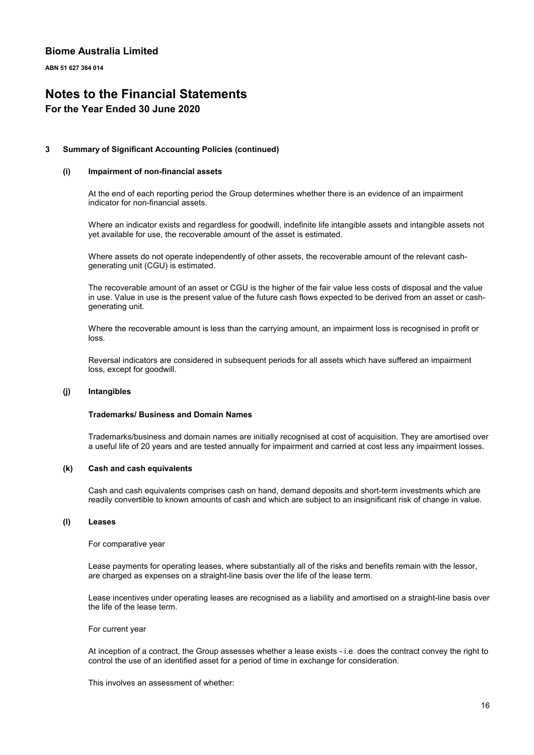# Biome Australia Limited

**ABN 51 627 364 014**

# Notes to the Financial Statements

## For the Year Ended 30 June 2020

**3 Summary of Significant Accounting Policies (continued)**

**(i) Impairment of non-financial assets**

At the end of each reporting period the Group determines whether there is an evidence of an impairment indicator for non-financial assets.

Where an indicator exists and regardless for goodwill, indefinite life intangible assets and intangible assets not yet available for use, the recoverable amount of the asset is estimated.

Where assets do not operate independently of other assets, the recoverable amount of the relevant cash-generating unit (CGU) is estimated.

The recoverable amount of an asset or CGU is the higher of the fair value less costs of disposal and the value in use. Value in use is the present value of the future cash flows expected to be derived from an asset or cash-generating unit.

Where the recoverable amount is less than the carrying amount, an impairment loss is recognised in profit or loss.

Reversal indicators are considered in subsequent periods for all assets which have suffered an impairment loss, except for goodwill.

**(j) Intangibles**

**Trademarks/ Business and Domain Names**

Trademarks/business and domain names are initially recognised at cost of acquisition. They are amortised over a useful life of 20 years and are tested annually for impairment and carried at cost less any impairment losses.

**(k) Cash and cash equivalents**

Cash and cash equivalents comprises cash on hand, demand deposits and short-term investments which are readily convertible to known amounts of cash and which are subject to an insignificant risk of change in value.

**(l) Leases**

For comparative year

Lease payments for operating leases, where substantially all of the risks and benefits remain with the lessor, are charged as expenses on a straight-line basis over the life of the lease term.

Lease incentives under operating leases are recognised as a liability and amortised on a straight-line basis over the life of the lease term.

For current year

At inception of a contract, the Group assesses whether a lease exists - i.e. does the contract convey the right to control the use of an identified asset for a period of time in exchange for consideration.

This involves an assessment of whether: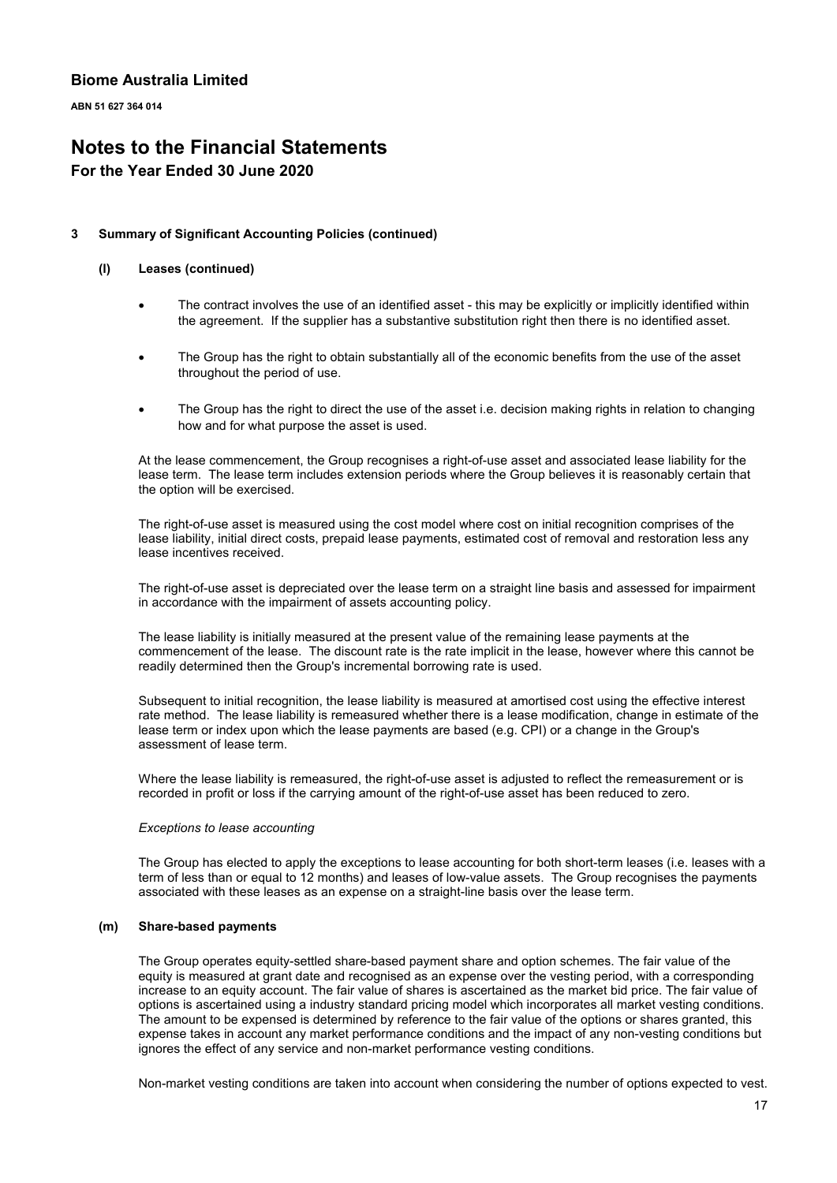### 3 Summary of Significant Accounting Policies (continued)

#### (l) Leases (continued)

- The contract involves the use of an identified asset - this may be explicitly or implicitly identified within the agreement. If the supplier has a substantive substitution right then there is no identified asset.
- The Group has the right to obtain substantially all of the economic benefits from the use of the asset throughout the period of use.
- The Group has the right to direct the use of the asset i.e. decision making rights in relation to changing how and for what purpose the asset is used.

At the lease commencement, the Group recognises a right-of-use asset and associated lease liability for the lease term. The lease term includes extension periods where the Group believes it is reasonably certain that the option will be exercised.

The right-of-use asset is measured using the cost model where cost on initial recognition comprises of the lease liability, initial direct costs, prepaid lease payments, estimated cost of removal and restoration less any lease incentives received.

The right-of-use asset is depreciated over the lease term on a straight line basis and assessed for impairment in accordance with the impairment of assets accounting policy.

The lease liability is initially measured at the present value of the remaining lease payments at the commencement of the lease. The discount rate is the rate implicit in the lease, however where this cannot be readily determined then the Group's incremental borrowing rate is used.

Subsequent to initial recognition, the lease liability is measured at amortised cost using the effective interest rate method. The lease liability is remeasured whether there is a lease modification, change in estimate of the lease term or index upon which the lease payments are based (e.g. CPI) or a change in the Group's assessment of lease term.

Where the lease liability is remeasured, the right-of-use asset is adjusted to reflect the remeasurement or is recorded in profit or loss if the carrying amount of the right-of-use asset has been reduced to zero.

*Exceptions to lease accounting*

The Group has elected to apply the exceptions to lease accounting for both short-term leases (i.e. leases with a term of less than or equal to 12 months) and leases of low-value assets. The Group recognises the payments associated with these leases as an expense on a straight-line basis over the lease term.

#### (m) Share-based payments

The Group operates equity-settled share-based payment share and option schemes. The fair value of the equity is measured at grant date and recognised as an expense over the vesting period, with a corresponding increase to an equity account. The fair value of shares is ascertained as the market bid price. The fair value of options is ascertained using a industry standard pricing model which incorporates all market vesting conditions. The amount to be expensed is determined by reference to the fair value of the options or shares granted, this expense takes in account any market performance conditions and the impact of any non-vesting conditions but ignores the effect of any service and non-market performance vesting conditions.

Non-market vesting conditions are taken into account when considering the number of options expected to vest.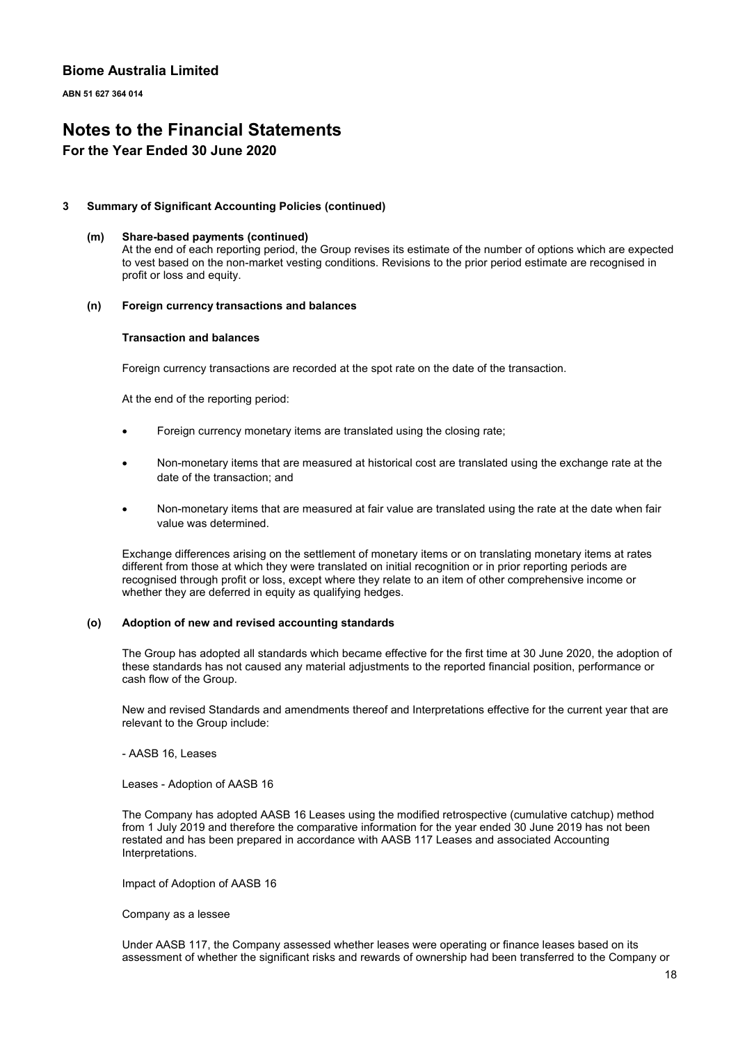### 3 Summary of Significant Accounting Policies (continued)

#### (m) Share-based payments (continued)

At the end of each reporting period, the Group revises its estimate of the number of options which are expected to vest based on the non-market vesting conditions. Revisions to the prior period estimate are recognised in profit or loss and equity.

#### (n) Foreign currency transactions and balances

**Transaction and balances**

Foreign currency transactions are recorded at the spot rate on the date of the transaction.

At the end of the reporting period:

- Foreign currency monetary items are translated using the closing rate;
- Non-monetary items that are measured at historical cost are translated using the exchange rate at the date of the transaction; and
- Non-monetary items that are measured at fair value are translated using the rate at the date when fair value was determined.

Exchange differences arising on the settlement of monetary items or on translating monetary items at rates different from those at which they were translated on initial recognition or in prior reporting periods are recognised through profit or loss, except where they relate to an item of other comprehensive income or whether they are deferred in equity as qualifying hedges.

#### (o) Adoption of new and revised accounting standards

The Group has adopted all standards which became effective for the first time at 30 June 2020, the adoption of these standards has not caused any material adjustments to the reported financial position, performance or cash flow of the Group.

New and revised Standards and amendments thereof and Interpretations effective for the current year that are relevant to the Group include:

- AASB 16, Leases

Leases - Adoption of AASB 16

The Company has adopted AASB 16 Leases using the modified retrospective (cumulative catchup) method from 1 July 2019 and therefore the comparative information for the year ended 30 June 2019 has not been restated and has been prepared in accordance with AASB 117 Leases and associated Accounting Interpretations.

Impact of Adoption of AASB 16

Company as a lessee

Under AASB 117, the Company assessed whether leases were operating or finance leases based on its assessment of whether the significant risks and rewards of ownership had been transferred to the Company or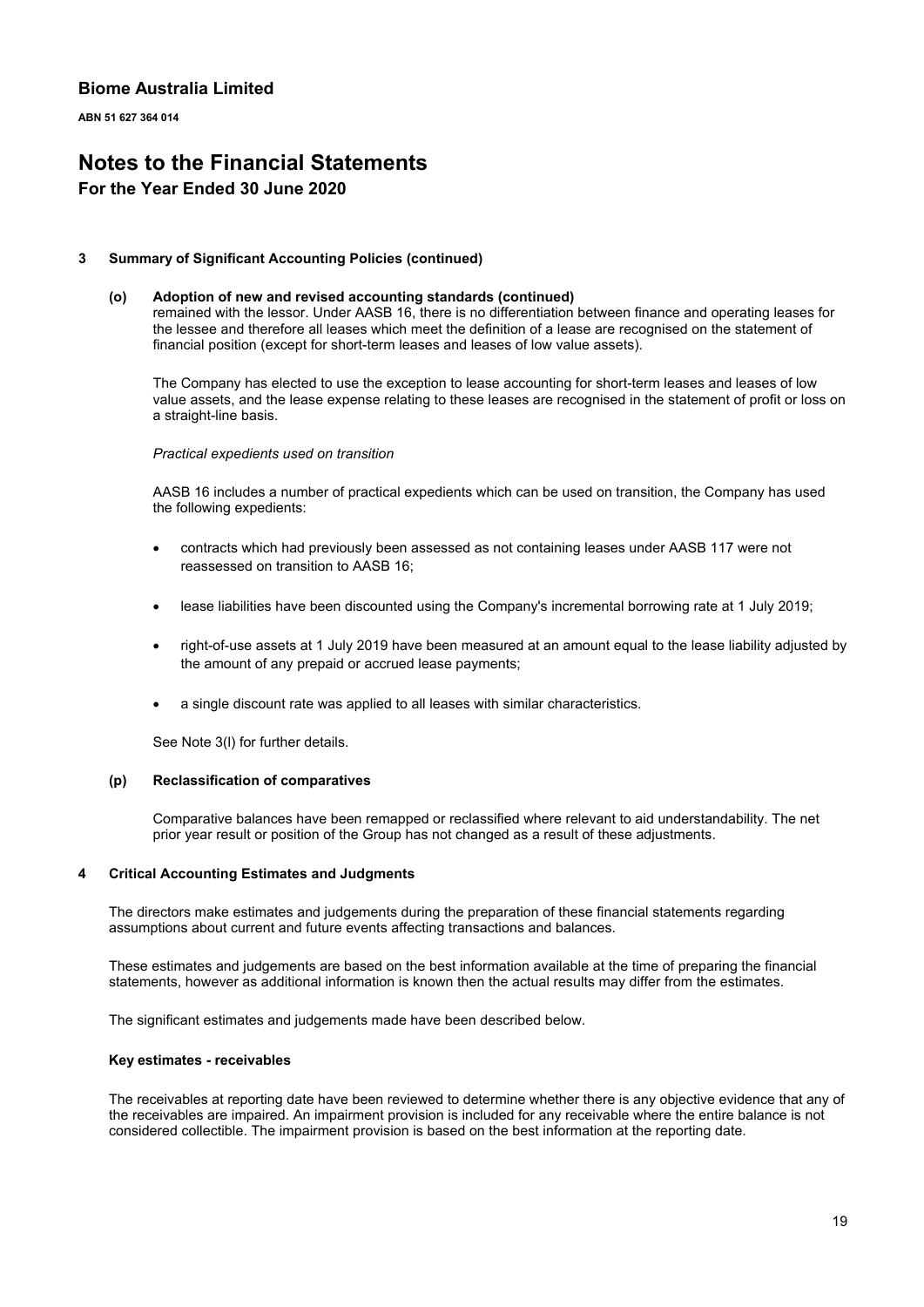### 3 Summary of Significant Accounting Policies (continued)

#### (o) Adoption of new and revised accounting standards (continued)

remained with the lessor. Under AASB 16, there is no differentiation between finance and operating leases for the lessee and therefore all leases which meet the definition of a lease are recognised on the statement of financial position (except for short-term leases and leases of low value assets).

The Company has elected to use the exception to lease accounting for short-term leases and leases of low value assets, and the lease expense relating to these leases are recognised in the statement of profit or loss on a straight-line basis.

*Practical expedients used on transition*

AASB 16 includes a number of practical expedients which can be used on transition, the Company has used the following expedients:

- contracts which had previously been assessed as not containing leases under AASB 117 were not reassessed on transition to AASB 16;
- lease liabilities have been discounted using the Company's incremental borrowing rate at 1 July 2019;
- right-of-use assets at 1 July 2019 have been measured at an amount equal to the lease liability adjusted by the amount of any prepaid or accrued lease payments;
- a single discount rate was applied to all leases with similar characteristics.

See Note 3(l) for further details.

#### (p) Reclassification of comparatives

Comparative balances have been remapped or reclassified where relevant to aid understandability. The net prior year result or position of the Group has not changed as a result of these adjustments.

### 4 Critical Accounting Estimates and Judgments

The directors make estimates and judgements during the preparation of these financial statements regarding assumptions about current and future events affecting transactions and balances.

These estimates and judgements are based on the best information available at the time of preparing the financial statements, however as additional information is known then the actual results may differ from the estimates.

The significant estimates and judgements made have been described below.

**Key estimates - receivables**

The receivables at reporting date have been reviewed to determine whether there is any objective evidence that any of the receivables are impaired. An impairment provision is included for any receivable where the entire balance is not considered collectible. The impairment provision is based on the best information at the reporting date.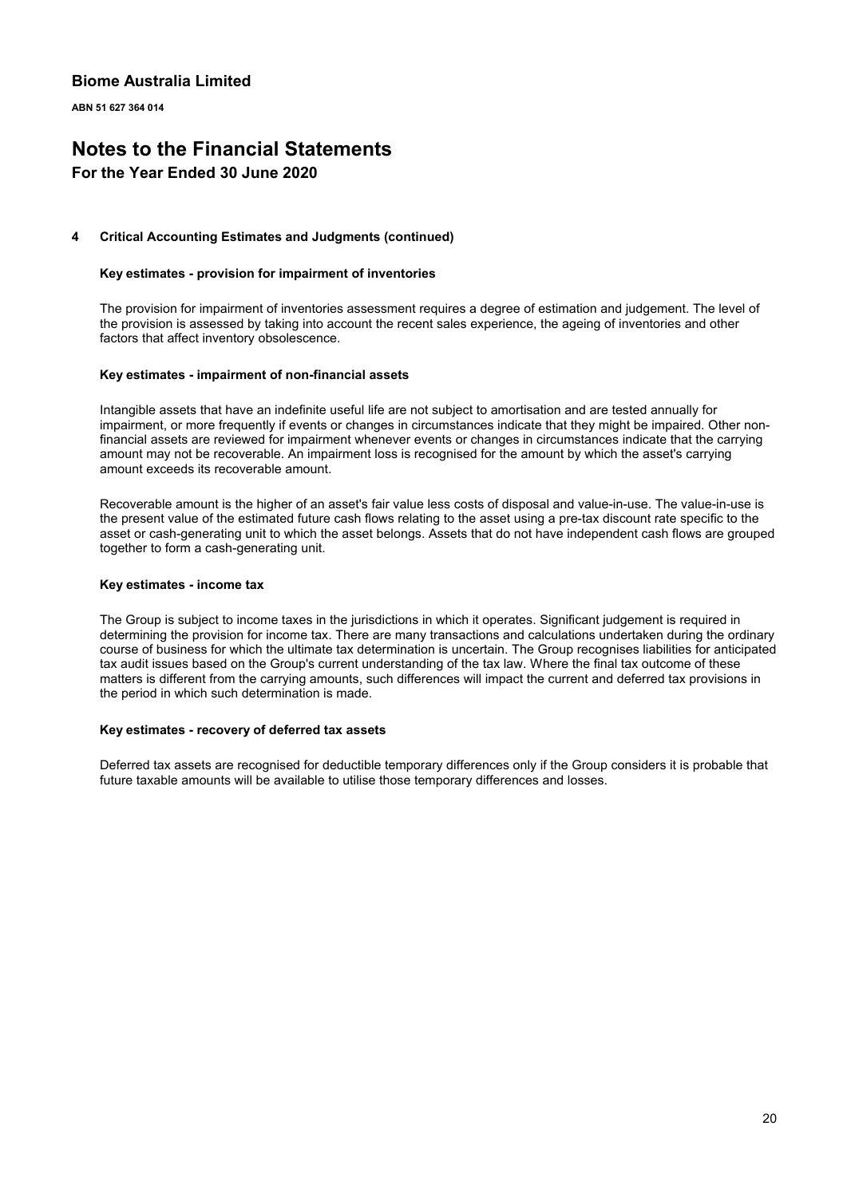## 4 Critical Accounting Estimates and Judgments (continued)

### Key estimates - provision for impairment of inventories

The provision for impairment of inventories assessment requires a degree of estimation and judgement. The level of the provision is assessed by taking into account the recent sales experience, the ageing of inventories and other factors that affect inventory obsolescence.

### Key estimates - impairment of non-financial assets

Intangible assets that have an indefinite useful life are not subject to amortisation and are tested annually for impairment, or more frequently if events or changes in circumstances indicate that they might be impaired. Other non-financial assets are reviewed for impairment whenever events or changes in circumstances indicate that the carrying amount may not be recoverable. An impairment loss is recognised for the amount by which the asset's carrying amount exceeds its recoverable amount.

Recoverable amount is the higher of an asset's fair value less costs of disposal and value-in-use. The value-in-use is the present value of the estimated future cash flows relating to the asset using a pre-tax discount rate specific to the asset or cash-generating unit to which the asset belongs. Assets that do not have independent cash flows are grouped together to form a cash-generating unit.

### Key estimates - income tax

The Group is subject to income taxes in the jurisdictions in which it operates. Significant judgement is required in determining the provision for income tax. There are many transactions and calculations undertaken during the ordinary course of business for which the ultimate tax determination is uncertain. The Group recognises liabilities for anticipated tax audit issues based on the Group's current understanding of the tax law. Where the final tax outcome of these matters is different from the carrying amounts, such differences will impact the current and deferred tax provisions in the period in which such determination is made.

### Key estimates - recovery of deferred tax assets

Deferred tax assets are recognised for deductible temporary differences only if the Group considers it is probable that future taxable amounts will be available to utilise those temporary differences and losses.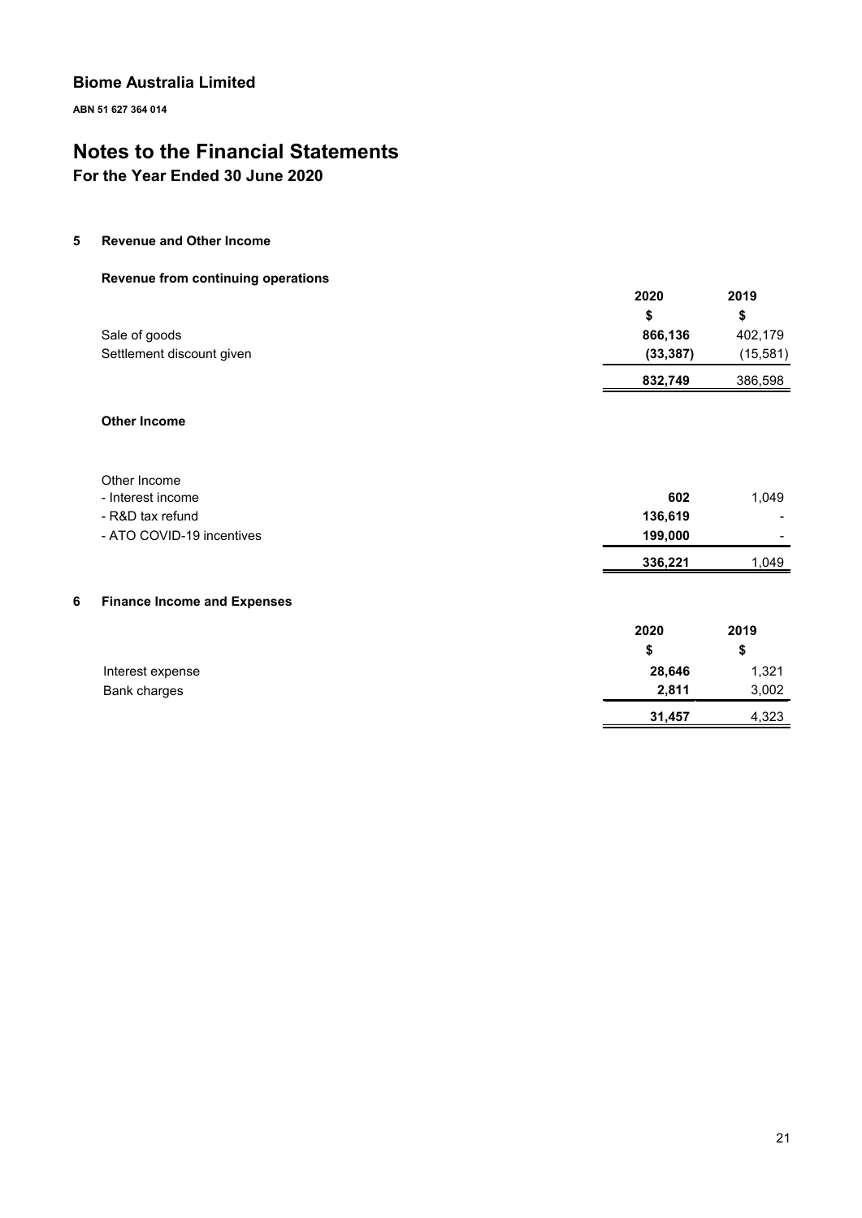# Biome Australia Limited

**ABN 51 627 364 014**

# Notes to the Financial Statements

## For the Year Ended 30 June 2020

### 5 Revenue and Other Income

**Revenue from continuing operations**

| | 2020 | 2019 |
|---|---|---|
| | $ | $ |
| Sale of goods | **866,136** | 402,179 |
| Settlement discount given | **(33,387)** | (15,581) |
| | **832,749** | 386,598 |

**Other Income**

| | 2020 | 2019 |
|---|---|---|
| Other Income | | |
| - Interest income | **602** | 1,049 |
| - R&D tax refund | **136,619** | - |
| - ATO COVID-19 incentives | **199,000** | - |
| | **336,221** | 1,049 |

### 6 Finance Income and Expenses

| | 2020 | 2019 |
|---|---|---|
| | $ | $ |
| Interest expense | **28,646** | 1,321 |
| Bank charges | **2,811** | 3,002 |
| | **31,457** | 4,323 |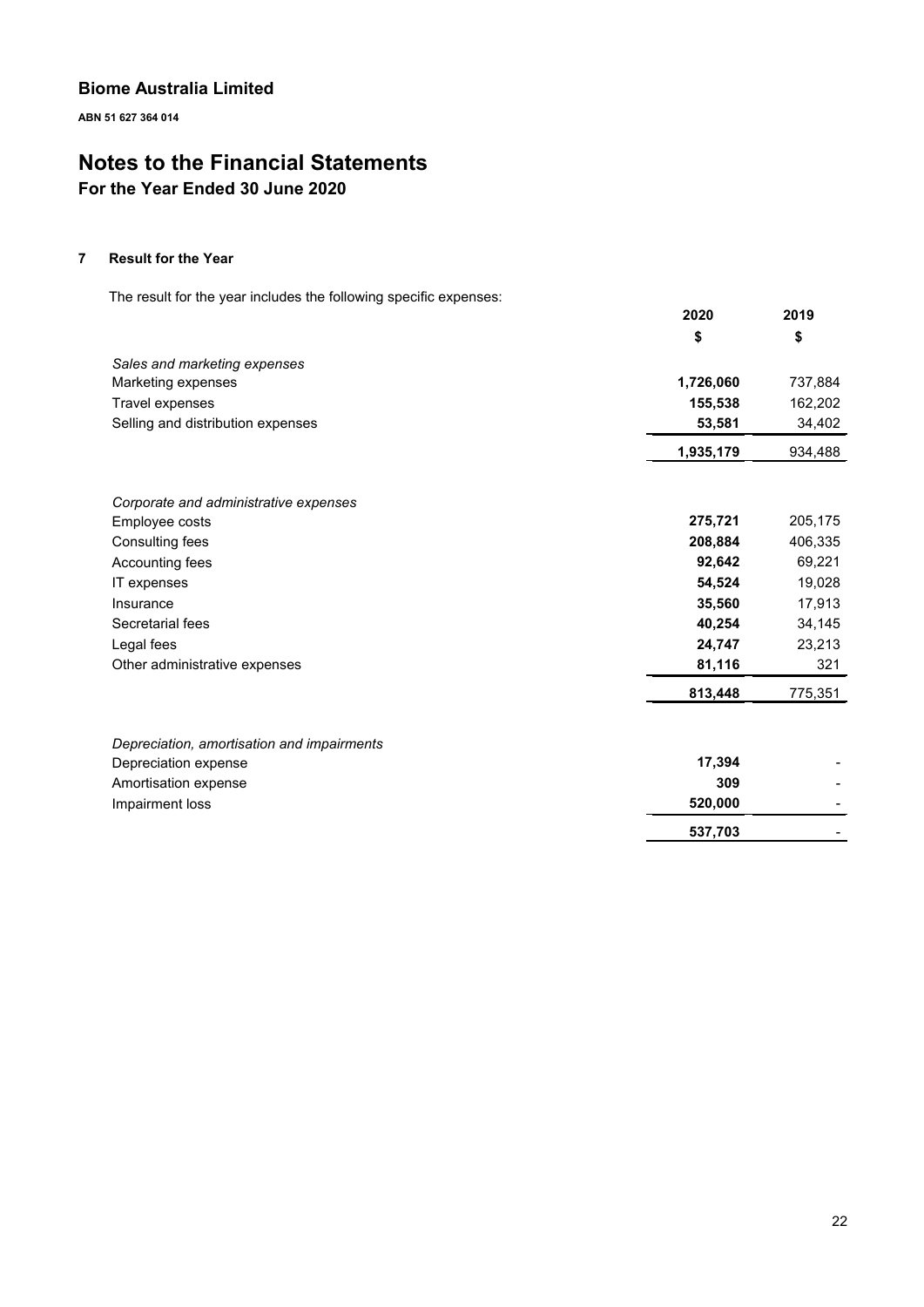**Biome Australia Limited**

**ABN 51 627 364 014**

# Notes to the Financial Statements

## For the Year Ended 30 June 2020

### 7 Result for the Year

The result for the year includes the following specific expenses:

| | 2020 | 2019 |
|---|---|---|
| | $ | $ |
| *Sales and marketing expenses* | | |
| Marketing expenses | **1,726,060** | 737,884 |
| Travel expenses | **155,538** | 162,202 |
| Selling and distribution expenses | **53,581** | 34,402 |
| | **1,935,179** | 934,488 |
| *Corporate and administrative expenses* | | |
| Employee costs | **275,721** | 205,175 |
| Consulting fees | **208,884** | 406,335 |
| Accounting fees | **92,642** | 69,221 |
| IT expenses | **54,524** | 19,028 |
| Insurance | **35,560** | 17,913 |
| Secretarial fees | **40,254** | 34,145 |
| Legal fees | **24,747** | 23,213 |
| Other administrative expenses | **81,116** | 321 |
| | **813,448** | 775,351 |
| *Depreciation, amortisation and impairments* | | |
| Depreciation expense | **17,394** | - |
| Amortisation expense | **309** | - |
| Impairment loss | **520,000** | - |
| | **537,703** | - |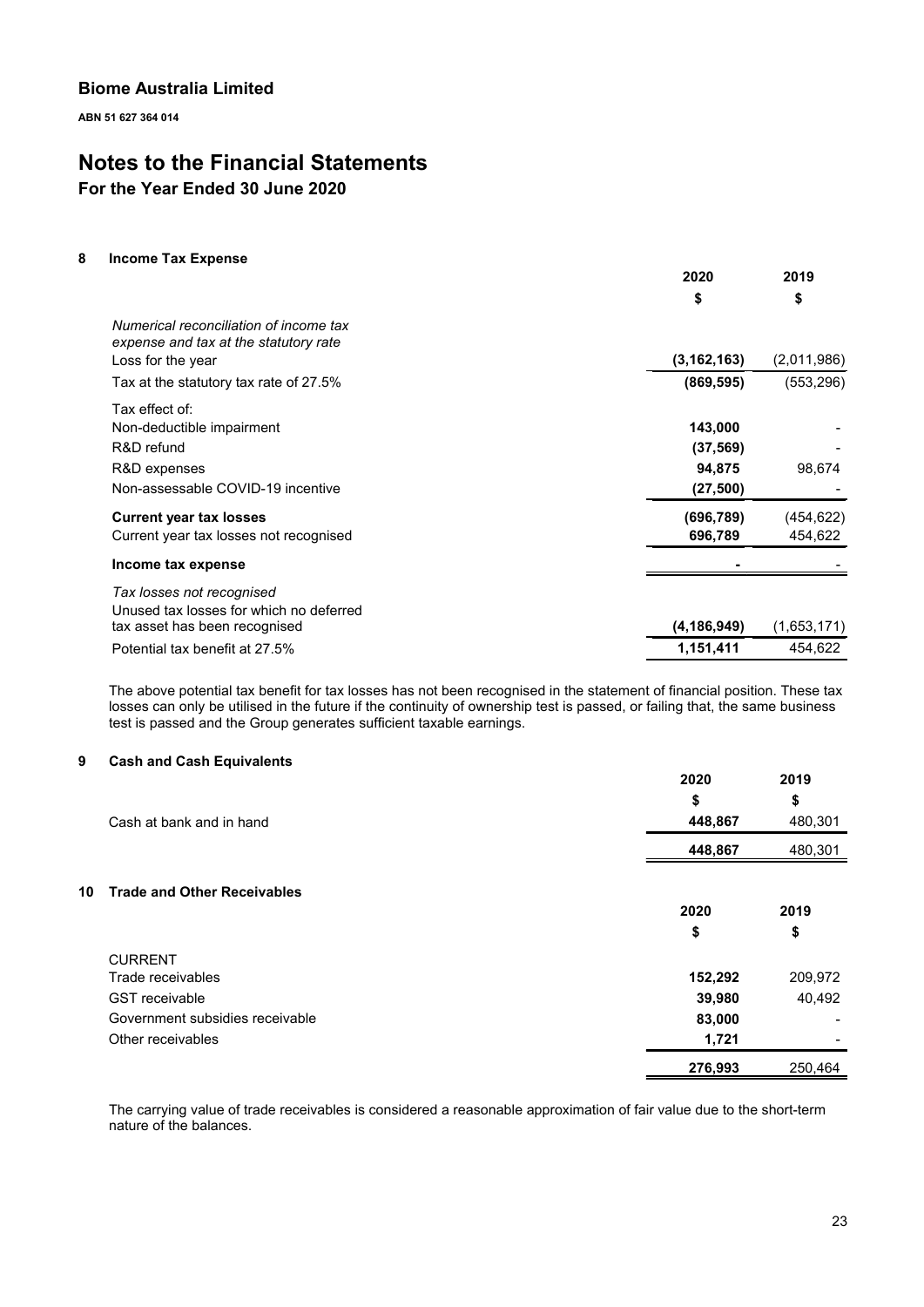**Biome Australia Limited**

**ABN 51 627 364 014**

# Notes to the Financial Statements

## For the Year Ended 30 June 2020

### 8 Income Tax Expense

| | 2020 | 2019 |
|---|---|---|
| | $ | $ |
| *Numerical reconciliation of income tax expense and tax at the statutory rate* | | |
| Loss for the year | **(3,162,163)** | (2,011,986) |
| Tax at the statutory tax rate of 27.5% | **(869,595)** | (553,296) |
| Tax effect of: | | |
| Non-deductible impairment | **143,000** | - |
| R&D refund | **(37,569)** | - |
| R&D expenses | **94,875** | 98,674 |
| Non-assessable COVID-19 incentive | **(27,500)** | - |
| **Current year tax losses** | **(696,789)** | (454,622) |
| Current year tax losses not recognised | **696,789** | 454,622 |
| **Income tax expense** | **-** | - |
| *Tax losses not recognised* | | |
| Unused tax losses for which no deferred tax asset has been recognised | **(4,186,949)** | (1,653,171) |
| Potential tax benefit at 27.5% | **1,151,411** | 454,622 |

The above potential tax benefit for tax losses has not been recognised in the statement of financial position. These tax losses can only be utilised in the future if the continuity of ownership test is passed, or failing that, the same business test is passed and the Group generates sufficient taxable earnings.

### 9 Cash and Cash Equivalents

| | 2020 | 2019 |
|---|---|---|
| | $ | $ |
| Cash at bank and in hand | **448,867** | 480,301 |
| | **448,867** | 480,301 |

### 10 Trade and Other Receivables

| | 2020 | 2019 |
|---|---|---|
| | $ | $ |
| CURRENT | | |
| Trade receivables | **152,292** | 209,972 |
| GST receivable | **39,980** | 40,492 |
| Government subsidies receivable | **83,000** | - |
| Other receivables | **1,721** | - |
| | **276,993** | 250,464 |

The carrying value of trade receivables is considered a reasonable approximation of fair value due to the short-term nature of the balances.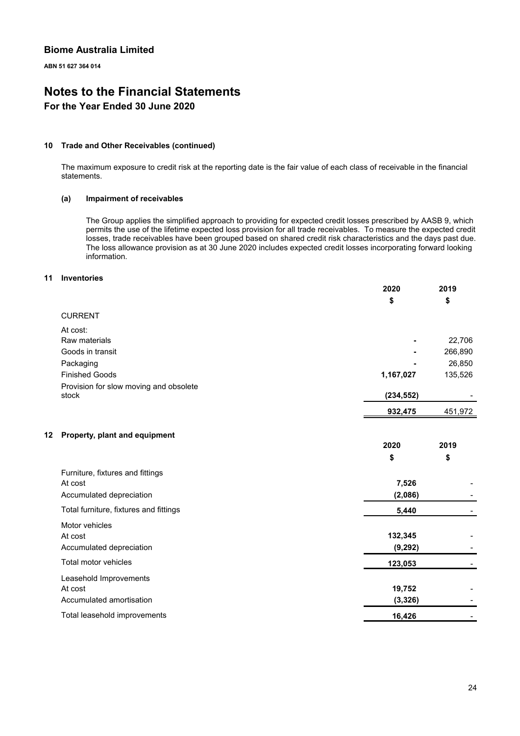**Biome Australia Limited**

**ABN 51 627 364 014**

# Notes to the Financial Statements

## For the Year Ended 30 June 2020

### 10 Trade and Other Receivables (continued)

The maximum exposure to credit risk at the reporting date is the fair value of each class of receivable in the financial statements.

#### (a) Impairment of receivables

The Group applies the simplified approach to providing for expected credit losses prescribed by AASB 9, which permits the use of the lifetime expected loss provision for all trade receivables. To measure the expected credit losses, trade receivables have been grouped based on shared credit risk characteristics and the days past due. The loss allowance provision as at 30 June 2020 includes expected credit losses incorporating forward looking information.

### 11 Inventories

| | 2020 | 2019 |
|---|---|---|
| | $ | $ |
| CURRENT | | |
| At cost: | | |
| Raw materials | - | 22,706 |
| Goods in transit | - | 266,890 |
| Packaging | - | 26,850 |
| Finished Goods | **1,167,027** | 135,526 |
| Provision for slow moving and obsolete stock | **(234,552)** | - |
| | **932,475** | 451,972 |

### 12 Property, plant and equipment

| | 2020 | 2019 |
|---|---|---|
| | $ | $ |
| Furniture, fixtures and fittings | | |
| At cost | **7,526** | - |
| Accumulated depreciation | **(2,086)** | - |
| Total furniture, fixtures and fittings | **5,440** | - |
| Motor vehicles | | |
| At cost | **132,345** | - |
| Accumulated depreciation | **(9,292)** | - |
| Total motor vehicles | **123,053** | - |
| Leasehold Improvements | | |
| At cost | **19,752** | - |
| Accumulated amortisation | **(3,326)** | - |
| Total leasehold improvements | **16,426** | - |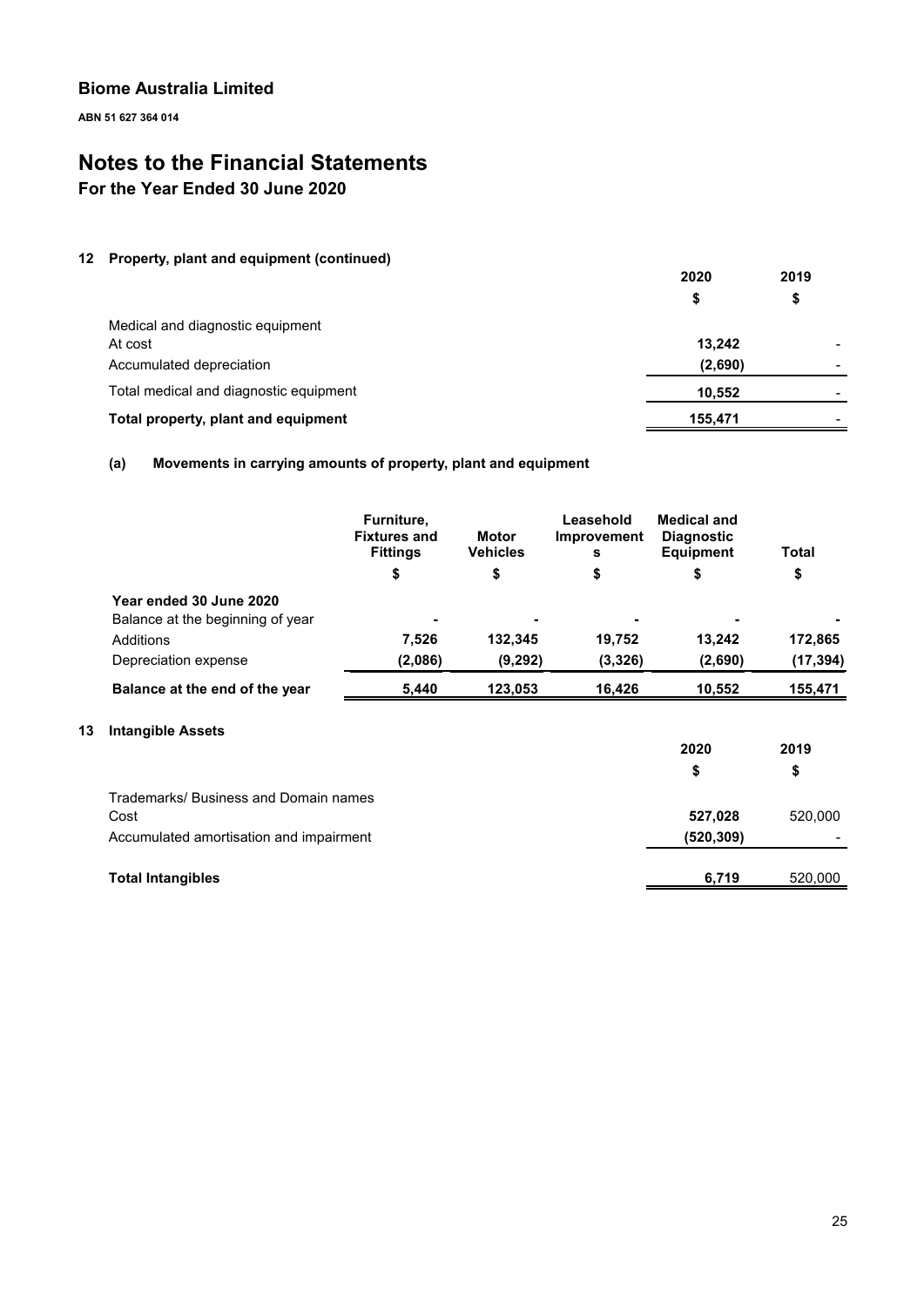**Biome Australia Limited**

**ABN 51 627 364 014**

# Notes to the Financial Statements

## For the Year Ended 30 June 2020

### 12 Property, plant and equipment (continued)

| | 2020 | 2019 |
|---|---|---|
| | $ | $ |
| Medical and diagnostic equipment | | |
| At cost | **13,242** | - |
| Accumulated depreciation | **(2,690)** | - |
| Total medical and diagnostic equipment | **10,552** | - |
| **Total property, plant and equipment** | **155,471** | - |

#### (a) Movements in carrying amounts of property, plant and equipment

| | Furniture, Fixtures and Fittings | Motor Vehicles | Leasehold Improvements | Medical and Diagnostic Equipment | Total |
|---|---|---|---|---|---|
| | $ | $ | $ | $ | $ |
| **Year ended 30 June 2020** | | | | | |
| Balance at the beginning of year | **-** | **-** | **-** | **-** | **-** |
| Additions | **7,526** | **132,345** | **19,752** | **13,242** | **172,865** |
| Depreciation expense | **(2,086)** | **(9,292)** | **(3,326)** | **(2,690)** | **(17,394)** |
| **Balance at the end of the year** | **5,440** | **123,053** | **16,426** | **10,552** | **155,471** |

### 13 Intangible Assets

| | 2020 | 2019 |
|---|---|---|
| | $ | $ |
| Trademarks/ Business and Domain names | | |
| Cost | **527,028** | 520,000 |
| Accumulated amortisation and impairment | **(520,309)** | - |
| **Total Intangibles** | **6,719** | 520,000 |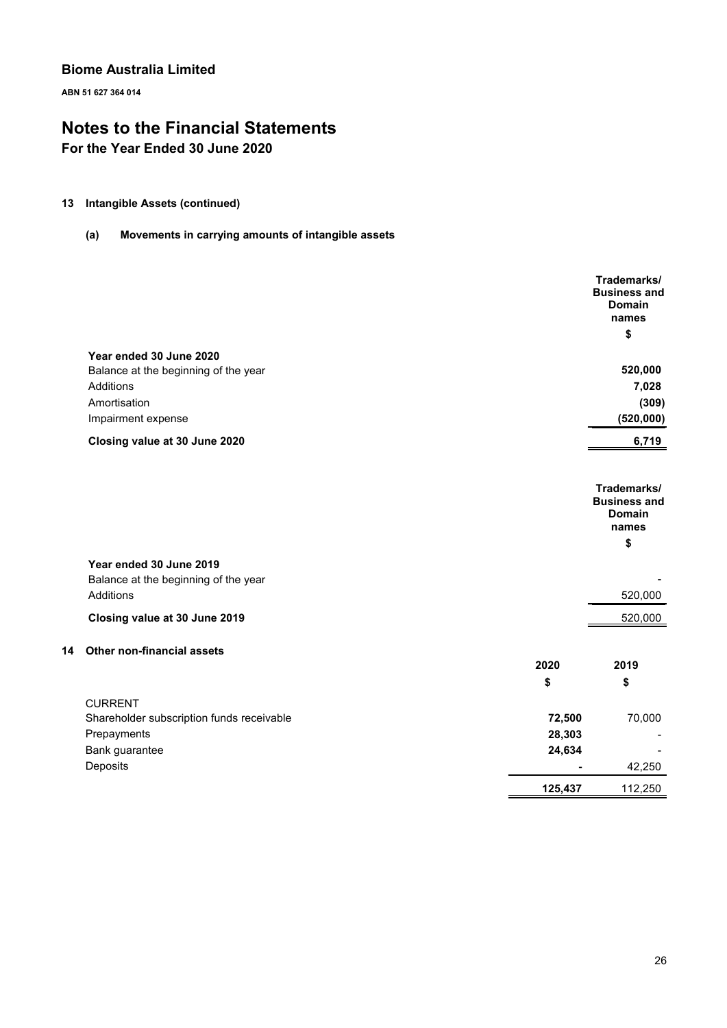## Biome Australia Limited

**ABN 51 627 364 014**

# Notes to the Financial Statements

## For the Year Ended 30 June 2020

### 13 Intangible Assets (continued)

#### (a) Movements in carrying amounts of intangible assets

| | Trademarks/ Business and Domain names $ |
|---|---|
| **Year ended 30 June 2020** | |
| Balance at the beginning of the year | **520,000** |
| Additions | **7,028** |
| Amortisation | **(309)** |
| Impairment expense | **(520,000)** |
| **Closing value at 30 June 2020** | **6,719** |

| | Trademarks/ Business and Domain names $ |
|---|---|
| **Year ended 30 June 2019** | |
| Balance at the beginning of the year | - |
| Additions | 520,000 |
| **Closing value at 30 June 2019** | 520,000 |

### 14 Other non-financial assets

| | 2020 $ | 2019 $ |
|---|---|---|
| CURRENT | | |
| Shareholder subscription funds receivable | **72,500** | 70,000 |
| Prepayments | **28,303** | - |
| Bank guarantee | **24,634** | - |
| Deposits | **-** | 42,250 |
| | **125,437** | 112,250 |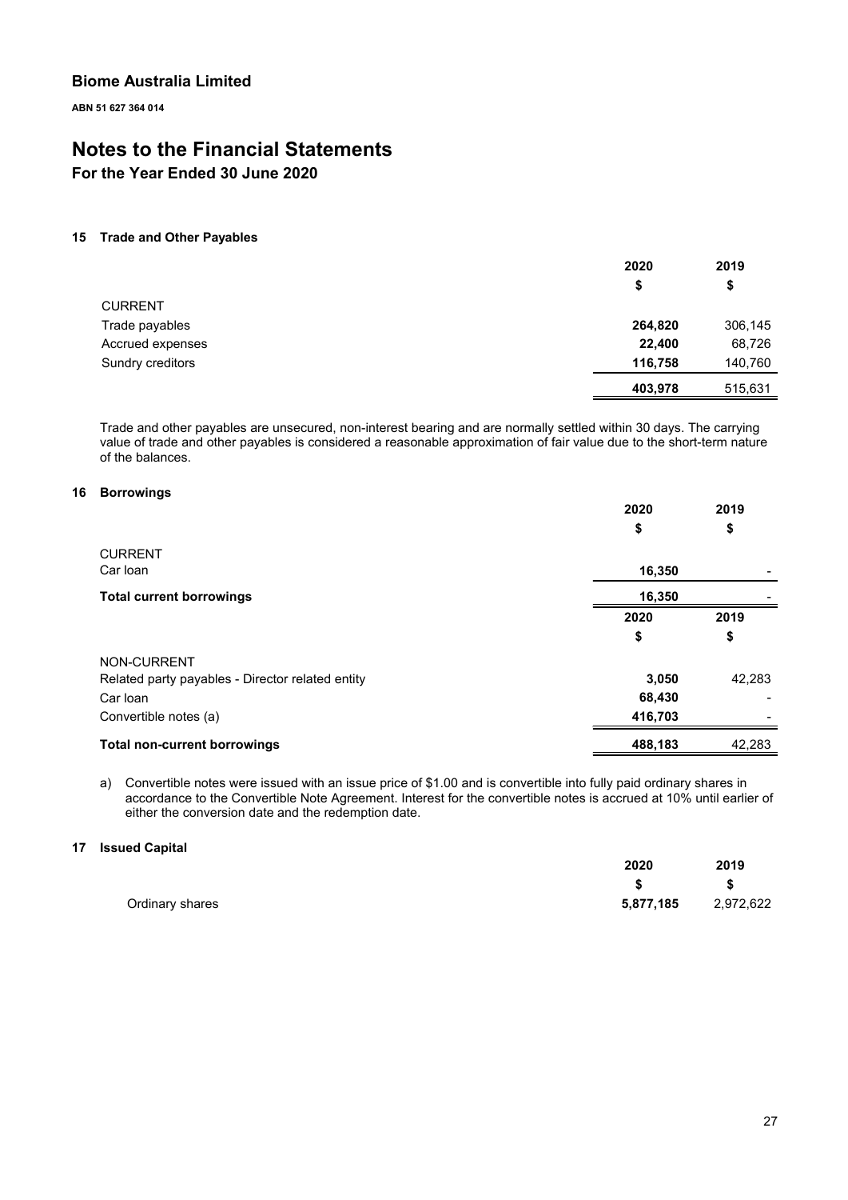Biome Australia Limited

ABN 51 627 364 014

# Notes to the Financial Statements

## For the Year Ended 30 June 2020

### 15 Trade and Other Payables

| | 2020 | 2019 |
|---|---|---|
| | $ | $ |
| CURRENT | | |
| Trade payables | **264,820** | 306,145 |
| Accrued expenses | **22,400** | 68,726 |
| Sundry creditors | **116,758** | 140,760 |
| | **403,978** | 515,631 |

Trade and other payables are unsecured, non-interest bearing and are normally settled within 30 days. The carrying value of trade and other payables is considered a reasonable approximation of fair value due to the short-term nature of the balances.

### 16 Borrowings

| | 2020 | 2019 |
|---|---|---|
| | $ | $ |
| CURRENT | | |
| Car loan | **16,350** | - |
| **Total current borrowings** | **16,350** | - |

| | 2020 | 2019 |
|---|---|---|
| | $ | $ |
| NON-CURRENT | | |
| Related party payables - Director related entity | **3,050** | 42,283 |
| Car loan | **68,430** | - |
| Convertible notes (a) | **416,703** | - |
| **Total non-current borrowings** | **488,183** | 42,283 |

a) Convertible notes were issued with an issue price of $1.00 and is convertible into fully paid ordinary shares in accordance to the Convertible Note Agreement. Interest for the convertible notes is accrued at 10% until earlier of either the conversion date and the redemption date.

### 17 Issued Capital

| | 2020 | 2019 |
|---|---|---|
| | $ | $ |
| Ordinary shares | **5,877,185** | 2,972,622 |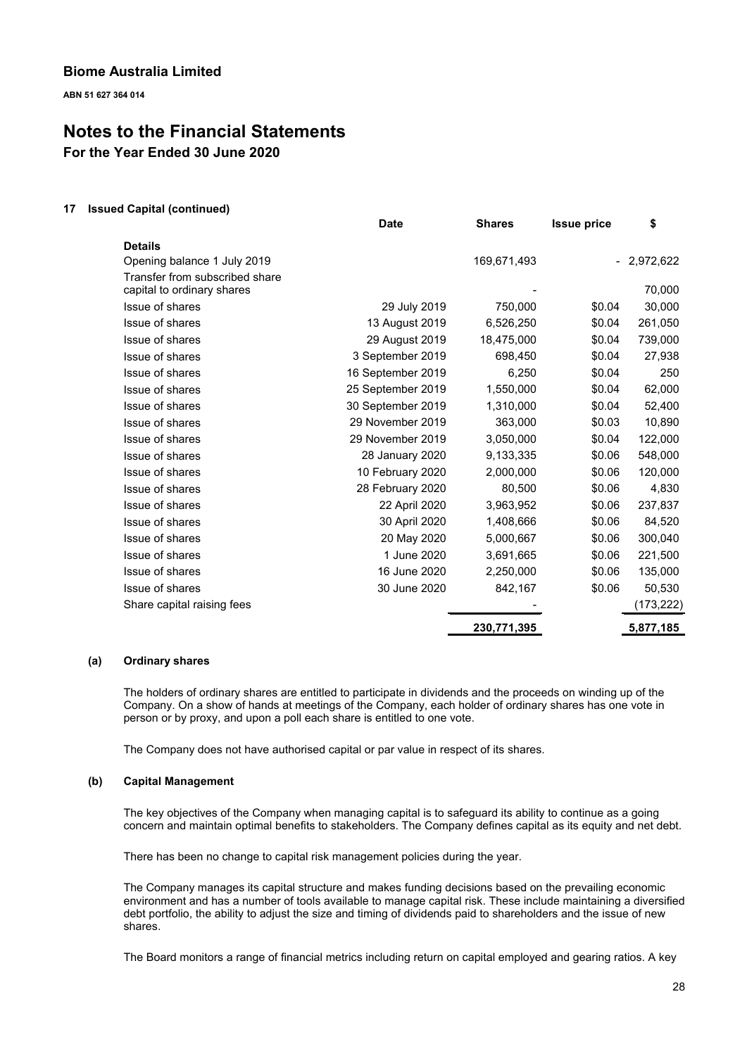**Biome Australia Limited**

**ABN 51 627 364 014**

# Notes to the Financial Statements

## For the Year Ended 30 June 2020

### 17 Issued Capital (continued)

| | Date | Shares | Issue price | $ |
|---|---|---|---|---|
| **Details** | | | | |
| Opening balance 1 July 2019 | | 169,671,493 | - | 2,972,622 |
| Transfer from subscribed share capital to ordinary shares | | - | | 70,000 |
| Issue of shares | 29 July 2019 | 750,000 | $0.04 | 30,000 |
| Issue of shares | 13 August 2019 | 6,526,250 | $0.04 | 261,050 |
| Issue of shares | 29 August 2019 | 18,475,000 | $0.04 | 739,000 |
| Issue of shares | 3 September 2019 | 698,450 | $0.04 | 27,938 |
| Issue of shares | 16 September 2019 | 6,250 | $0.04 | 250 |
| Issue of shares | 25 September 2019 | 1,550,000 | $0.04 | 62,000 |
| Issue of shares | 30 September 2019 | 1,310,000 | $0.04 | 52,400 |
| Issue of shares | 29 November 2019 | 363,000 | $0.03 | 10,890 |
| Issue of shares | 29 November 2019 | 3,050,000 | $0.04 | 122,000 |
| Issue of shares | 28 January 2020 | 9,133,335 | $0.06 | 548,000 |
| Issue of shares | 10 February 2020 | 2,000,000 | $0.06 | 120,000 |
| Issue of shares | 28 February 2020 | 80,500 | $0.06 | 4,830 |
| Issue of shares | 22 April 2020 | 3,963,952 | $0.06 | 237,837 |
| Issue of shares | 30 April 2020 | 1,408,666 | $0.06 | 84,520 |
| Issue of shares | 20 May 2020 | 5,000,667 | $0.06 | 300,040 |
| Issue of shares | 1 June 2020 | 3,691,665 | $0.06 | 221,500 |
| Issue of shares | 16 June 2020 | 2,250,000 | $0.06 | 135,000 |
| Issue of shares | 30 June 2020 | 842,167 | $0.06 | 50,530 |
| Share capital raising fees | | - | | (173,222) |
| | | 230,771,395 | | 5,877,185 |

#### (a) Ordinary shares

The holders of ordinary shares are entitled to participate in dividends and the proceeds on winding up of the Company. On a show of hands at meetings of the Company, each holder of ordinary shares has one vote in person or by proxy, and upon a poll each share is entitled to one vote.

The Company does not have authorised capital or par value in respect of its shares.

#### (b) Capital Management

The key objectives of the Company when managing capital is to safeguard its ability to continue as a going concern and maintain optimal benefits to stakeholders. The Company defines capital as its equity and net debt.

There has been no change to capital risk management policies during the year.

The Company manages its capital structure and makes funding decisions based on the prevailing economic environment and has a number of tools available to manage capital risk. These include maintaining a diversified debt portfolio, the ability to adjust the size and timing of dividends paid to shareholders and the issue of new shares.

The Board monitors a range of financial metrics including return on capital employed and gearing ratios. A key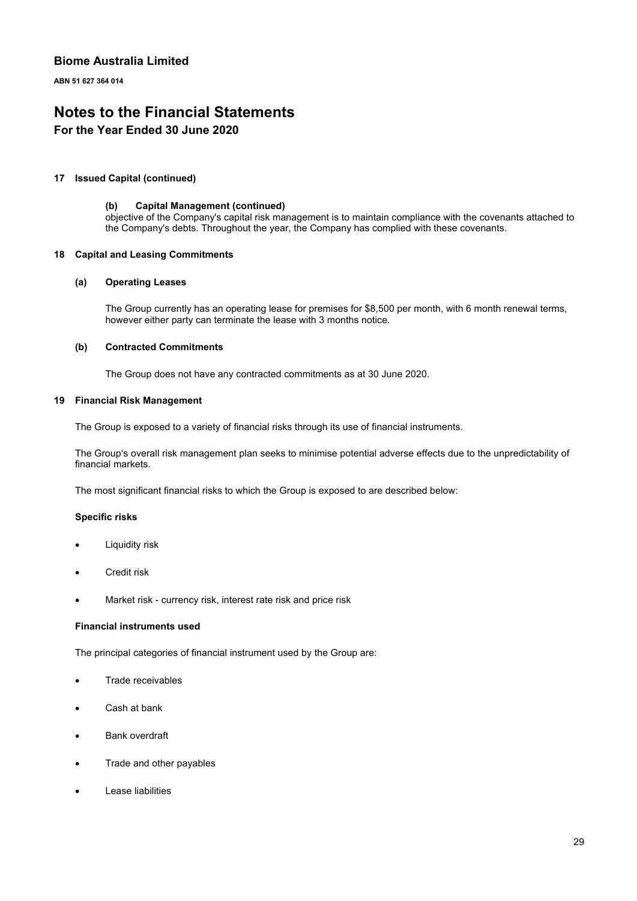# Biome Australia Limited

**ABN 51 627 364 014**

# Notes to the Financial Statements

## For the Year Ended 30 June 2020

**17 Issued Capital (continued)**

**(b) Capital Management (continued)**

objective of the Company's capital risk management is to maintain compliance with the covenants attached to the Company's debts. Throughout the year, the Company has complied with these covenants.

**18 Capital and Leasing Commitments**

**(a) Operating Leases**

The Group currently has an operating lease for premises for $8,500 per month, with 6 month renewal terms, however either party can terminate the lease with 3 months notice.

**(b) Contracted Commitments**

The Group does not have any contracted commitments as at 30 June 2020.

**19 Financial Risk Management**

The Group is exposed to a variety of financial risks through its use of financial instruments.

The Group's overall risk management plan seeks to minimise potential adverse effects due to the unpredictability of financial markets.

The most significant financial risks to which the Group is exposed to are described below:

**Specific risks**

- Liquidity risk
- Credit risk
- Market risk - currency risk, interest rate risk and price risk

**Financial instruments used**

The principal categories of financial instrument used by the Group are:

- Trade receivables
- Cash at bank
- Bank overdraft
- Trade and other payables
- Lease liabilities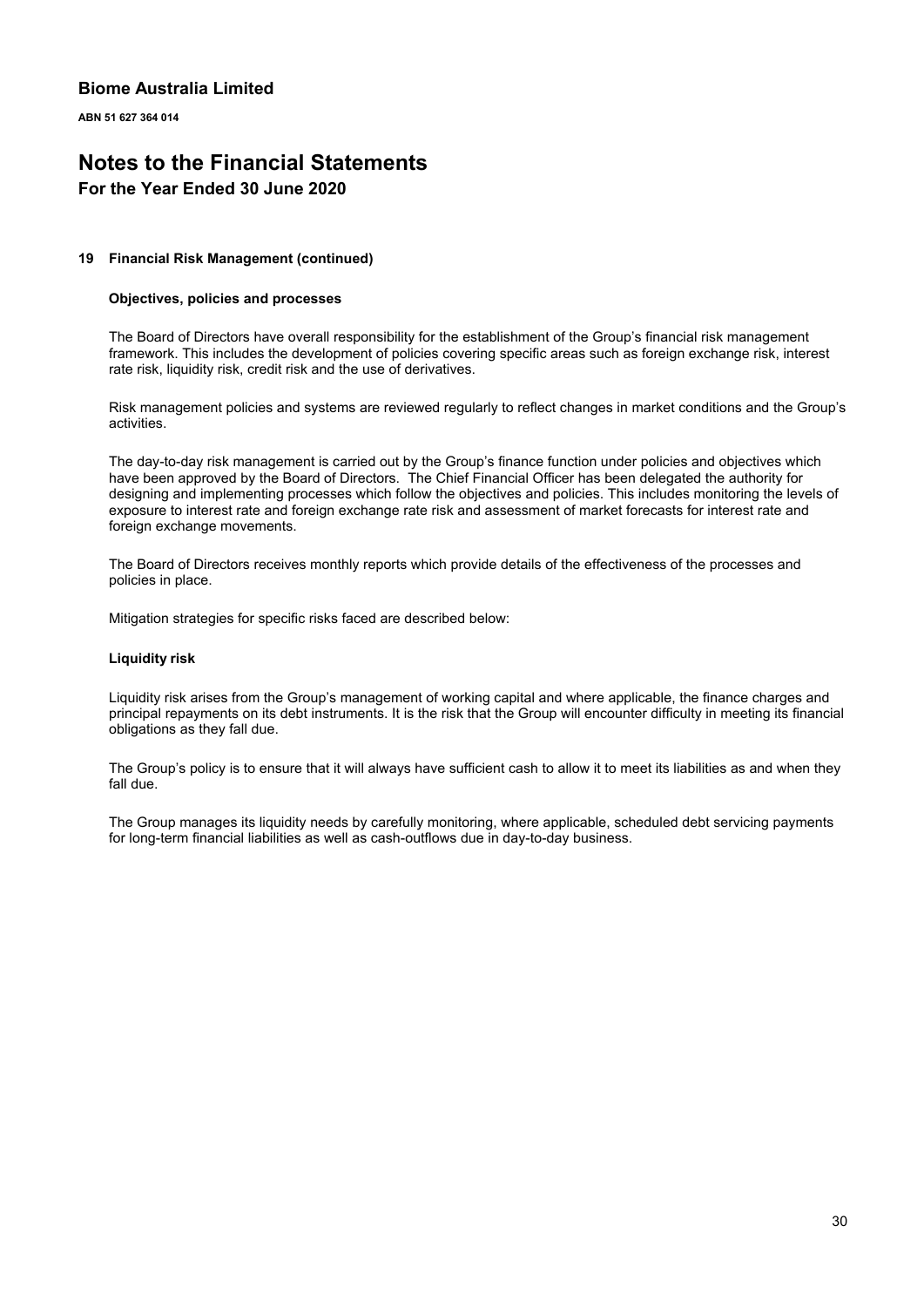## 19 Financial Risk Management (continued)

### Objectives, policies and processes

The Board of Directors have overall responsibility for the establishment of the Group's financial risk management framework. This includes the development of policies covering specific areas such as foreign exchange risk, interest rate risk, liquidity risk, credit risk and the use of derivatives.

Risk management policies and systems are reviewed regularly to reflect changes in market conditions and the Group's activities.

The day-to-day risk management is carried out by the Group's finance function under policies and objectives which have been approved by the Board of Directors. The Chief Financial Officer has been delegated the authority for designing and implementing processes which follow the objectives and policies. This includes monitoring the levels of exposure to interest rate and foreign exchange rate risk and assessment of market forecasts for interest rate and foreign exchange movements.

The Board of Directors receives monthly reports which provide details of the effectiveness of the processes and policies in place.

Mitigation strategies for specific risks faced are described below:

### Liquidity risk

Liquidity risk arises from the Group's management of working capital and where applicable, the finance charges and principal repayments on its debt instruments. It is the risk that the Group will encounter difficulty in meeting its financial obligations as they fall due.

The Group's policy is to ensure that it will always have sufficient cash to allow it to meet its liabilities as and when they fall due.

The Group manages its liquidity needs by carefully monitoring, where applicable, scheduled debt servicing payments for long-term financial liabilities as well as cash-outflows due in day-to-day business.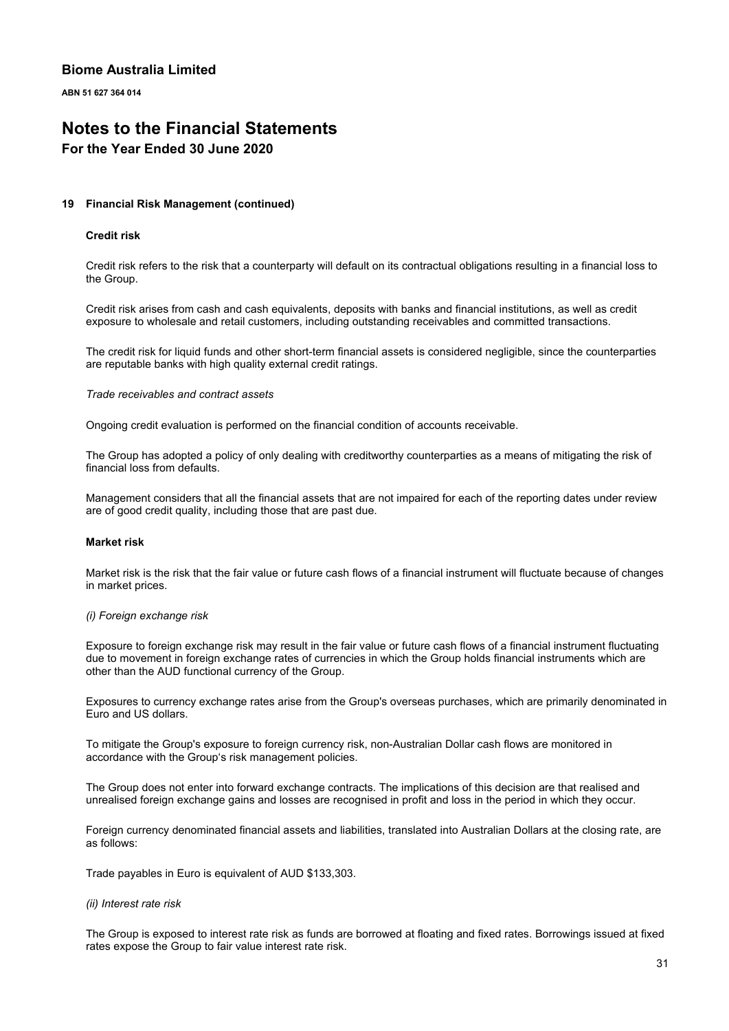## 19 Financial Risk Management (continued)

### Credit risk

Credit risk refers to the risk that a counterparty will default on its contractual obligations resulting in a financial loss to the Group.

Credit risk arises from cash and cash equivalents, deposits with banks and financial institutions, as well as credit exposure to wholesale and retail customers, including outstanding receivables and committed transactions.

The credit risk for liquid funds and other short-term financial assets is considered negligible, since the counterparties are reputable banks with high quality external credit ratings.

*Trade receivables and contract assets*

Ongoing credit evaluation is performed on the financial condition of accounts receivable.

The Group has adopted a policy of only dealing with creditworthy counterparties as a means of mitigating the risk of financial loss from defaults.

Management considers that all the financial assets that are not impaired for each of the reporting dates under review are of good credit quality, including those that are past due.

### Market risk

Market risk is the risk that the fair value or future cash flows of a financial instrument will fluctuate because of changes in market prices.

*(i) Foreign exchange risk*

Exposure to foreign exchange risk may result in the fair value or future cash flows of a financial instrument fluctuating due to movement in foreign exchange rates of currencies in which the Group holds financial instruments which are other than the AUD functional currency of the Group.

Exposures to currency exchange rates arise from the Group's overseas purchases, which are primarily denominated in Euro and US dollars.

To mitigate the Group's exposure to foreign currency risk, non-Australian Dollar cash flows are monitored in accordance with the Group's risk management policies.

The Group does not enter into forward exchange contracts. The implications of this decision are that realised and unrealised foreign exchange gains and losses are recognised in profit and loss in the period in which they occur.

Foreign currency denominated financial assets and liabilities, translated into Australian Dollars at the closing rate, are as follows:

Trade payables in Euro is equivalent of AUD $133,303.

*(ii) Interest rate risk*

The Group is exposed to interest rate risk as funds are borrowed at floating and fixed rates. Borrowings issued at fixed rates expose the Group to fair value interest rate risk.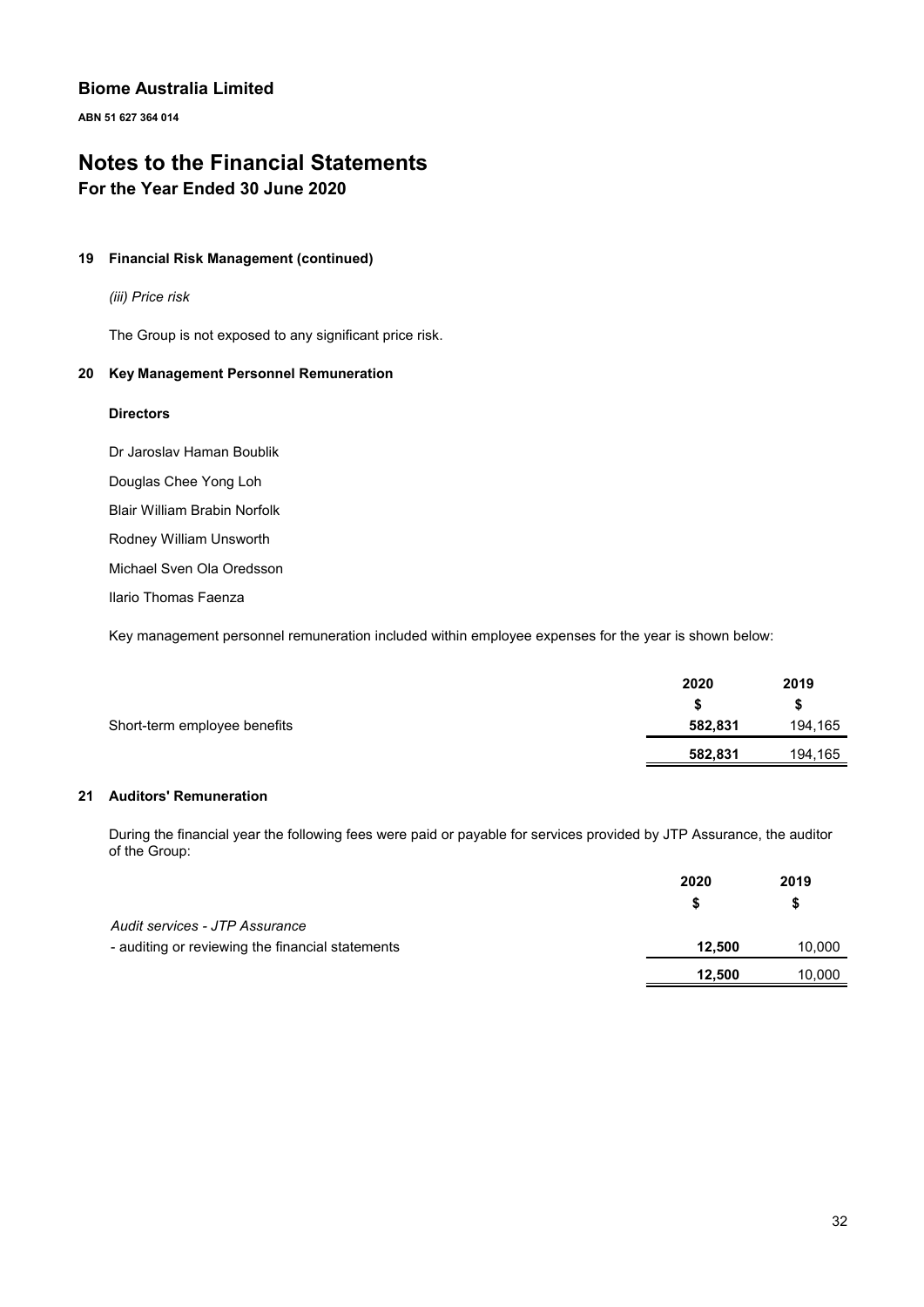## 19 Financial Risk Management (continued)

*(iii) Price risk*

The Group is not exposed to any significant price risk.

## 20 Key Management Personnel Remuneration

**Directors**

Dr Jaroslav Haman Boublik

Douglas Chee Yong Loh

Blair William Brabin Norfolk

Rodney William Unsworth

Michael Sven Ola Oredsson

Ilario Thomas Faenza

Key management personnel remuneration included within employee expenses for the year is shown below:

| | 2020 | 2019 |
|---|---|---|
| | $ | $ |
| Short-term employee benefits | **582,831** | 194,165 |
| | **582,831** | 194,165 |

## 21 Auditors' Remuneration

During the financial year the following fees were paid or payable for services provided by JTP Assurance, the auditor of the Group:

| | 2020 | 2019 |
|---|---|---|
| | $ | $ |
| *Audit services - JTP Assurance* | | |
| - auditing or reviewing the financial statements | **12,500** | 10,000 |
| | **12,500** | 10,000 |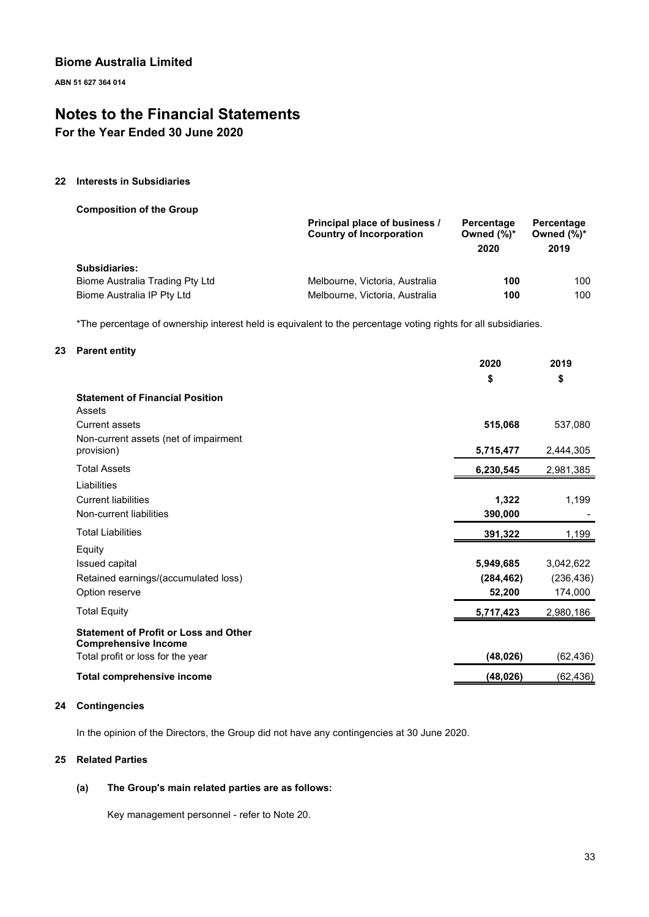**Biome Australia Limited**

**ABN 51 627 364 014**

# Notes to the Financial Statements

## For the Year Ended 30 June 2020

### 22 Interests in Subsidiaries

**Composition of the Group**

| | Principal place of business / Country of Incorporation | Percentage Owned (%)* 2020 | Percentage Owned (%)* 2019 |
|---|---|---|---|
| **Subsidiaries:** | | | |
| Biome Australia Trading Pty Ltd | Melbourne, Victoria, Australia | **100** | 100 |
| Biome Australia IP Pty Ltd | Melbourne, Victoria, Australia | **100** | 100 |

*The percentage of ownership interest held is equivalent to the percentage voting rights for all subsidiaries.

### 23 Parent entity

| | 2020 $ | 2019 $ |
|---|---|---|
| **Statement of Financial Position** | | |
| Assets | | |
| Current assets | **515,068** | 537,080 |
| Non-current assets (net of impairment provision) | **5,715,477** | 2,444,305 |
| Total Assets | **6,230,545** | 2,981,385 |
| Liabilities | | |
| Current liabilities | **1,322** | 1,199 |
| Non-current liabilities | **390,000** | - |
| Total Liabilities | **391,322** | 1,199 |
| Equity | | |
| Issued capital | **5,949,685** | 3,042,622 |
| Retained earnings/(accumulated loss) | **(284,462)** | (236,436) |
| Option reserve | **52,200** | 174,000 |
| Total Equity | **5,717,423** | 2,980,186 |
| **Statement of Profit or Loss and Other Comprehensive Income** | | |
| Total profit or loss for the year | **(48,026)** | (62,436) |
| **Total comprehensive income** | **(48,026)** | (62,436) |

### 24 Contingencies

In the opinion of the Directors, the Group did not have any contingencies at 30 June 2020.

### 25 Related Parties

#### (a) The Group's main related parties are as follows:

Key management personnel - refer to Note 20.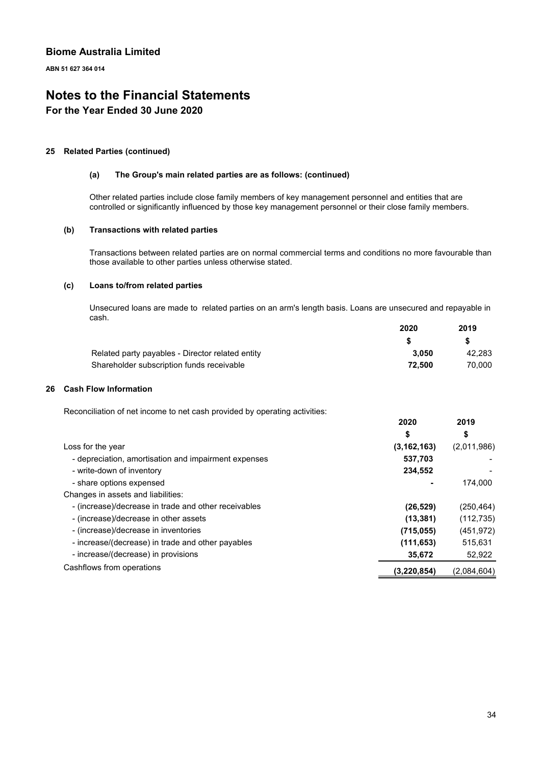## Biome Australia Limited

**ABN 51 627 364 014**

# Notes to the Financial Statements

## For the Year Ended 30 June 2020

### 25 Related Parties (continued)

#### (a) The Group's main related parties are as follows: (continued)

Other related parties include close family members of key management personnel and entities that are controlled or significantly influenced by those key management personnel or their close family members.

#### (b) Transactions with related parties

Transactions between related parties are on normal commercial terms and conditions no more favourable than those available to other parties unless otherwise stated.

#### (c) Loans to/from related parties

Unsecured loans are made to related parties on an arm's length basis. Loans are unsecured and repayable in cash.

| | 2020 | 2019 |
|---|---|---|
| | $ | $ |
| Related party payables - Director related entity | **3,050** | 42,283 |
| Shareholder subscription funds receivable | **72,500** | 70,000 |

### 26 Cash Flow Information

Reconciliation of net income to net cash provided by operating activities:

| | 2020 | 2019 |
|---|---|---|
| | $ | $ |
| Loss for the year | **(3,162,163)** | (2,011,986) |
| - depreciation, amortisation and impairment expenses | **537,703** | - |
| - write-down of inventory | **234,552** | - |
| - share options expensed | **-** | 174,000 |
| Changes in assets and liabilities: | | |
| - (increase)/decrease in trade and other receivables | **(26,529)** | (250,464) |
| - (increase)/decrease in other assets | **(13,381)** | (112,735) |
| - (increase)/decrease in inventories | **(715,055)** | (451,972) |
| - increase/(decrease) in trade and other payables | **(111,653)** | 515,631 |
| - increase/(decrease) in provisions | **35,672** | 52,922 |
| Cashflows from operations | **(3,220,854)** | (2,084,604) |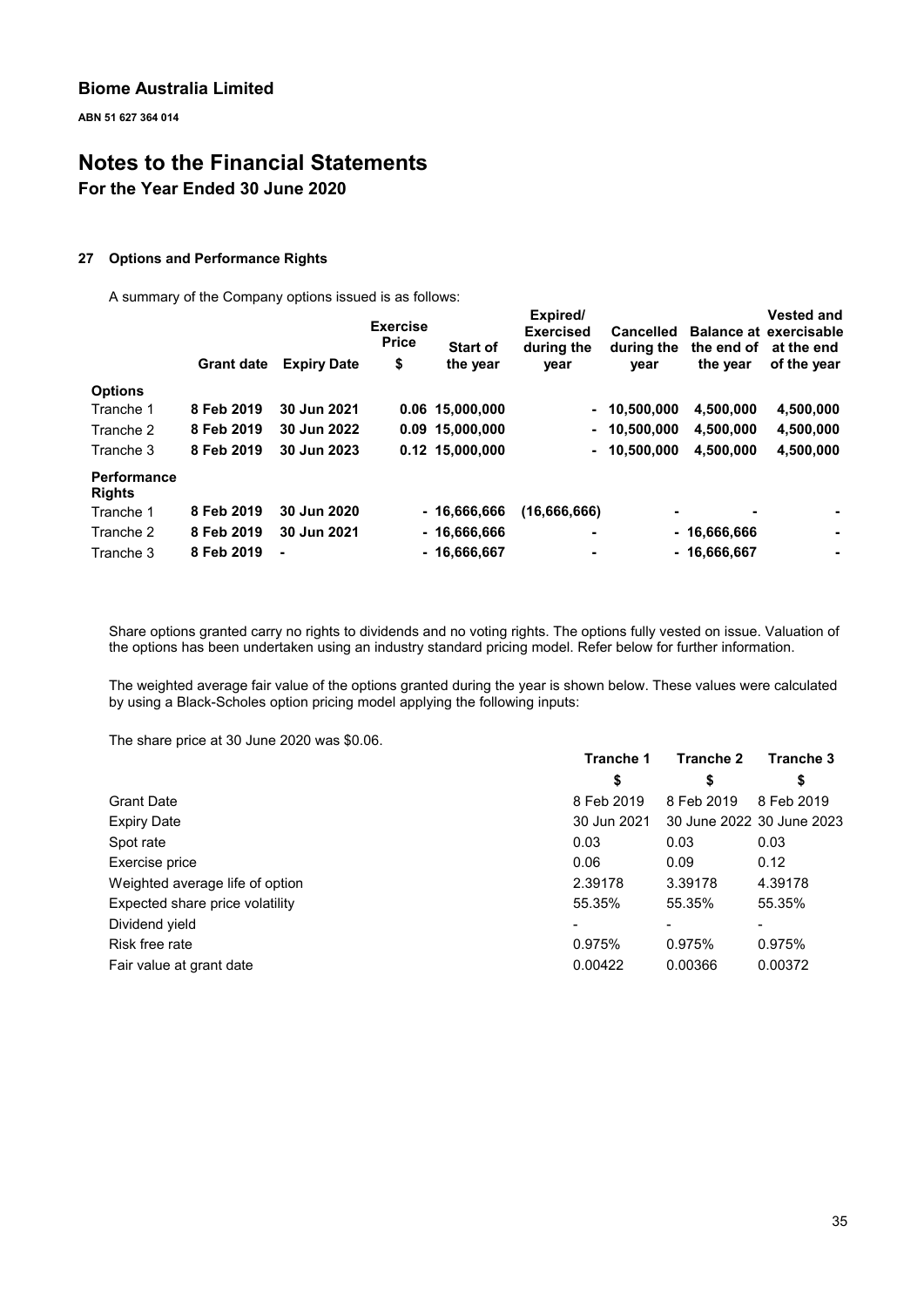## 27 Options and Performance Rights

A summary of the Company options issued is as follows:

| | Grant date | Expiry Date | Exercise Price $ | Start of the year | Expired/ Exercised during the year | Cancelled during the year | Balance at the end of the year | Vested and exercisable at the end of the year |
|---|---|---|---|---|---|---|---|---|
| **Options** | | | | | | | | |
| Tranche 1 | **8 Feb 2019** | **30 Jun 2021** | **0.06** | **15,000,000** | **-** | **10,500,000** | **4,500,000** | **4,500,000** |
| Tranche 2 | **8 Feb 2019** | **30 Jun 2022** | **0.09** | **15,000,000** | **-** | **10,500,000** | **4,500,000** | **4,500,000** |
| Tranche 3 | **8 Feb 2019** | **30 Jun 2023** | **0.12** | **15,000,000** | **-** | **10,500,000** | **4,500,000** | **4,500,000** |
| **Performance Rights** | | | | | | | | |
| Tranche 1 | **8 Feb 2019** | **30 Jun 2020** | **-** | **16,666,666** | **(16,666,666)** | **-** | **-** | **-** |
| Tranche 2 | **8 Feb 2019** | **30 Jun 2021** | **-** | **16,666,666** | **-** | **-** | **16,666,666** | **-** |
| Tranche 3 | **8 Feb 2019** | **-** | **-** | **16,666,667** | **-** | **-** | **16,666,667** | **-** |

Share options granted carry no rights to dividends and no voting rights. The options fully vested on issue. Valuation of the options has been undertaken using an industry standard pricing model. Refer below for further information.

The weighted average fair value of the options granted during the year is shown below. These values were calculated by using a Black-Scholes option pricing model applying the following inputs:

The share price at 30 June 2020 was $0.06.

| | Tranche 1 | Tranche 2 | Tranche 3 |
|---|---|---|---|
| | $ | $ | $ |
| Grant Date | 8 Feb 2019 | 8 Feb 2019 | 8 Feb 2019 |
| Expiry Date | 30 Jun 2021 | 30 June 2022 | 30 June 2023 |
| Spot rate | 0.03 | 0.03 | 0.03 |
| Exercise price | 0.06 | 0.09 | 0.12 |
| Weighted average life of option | 2.39178 | 3.39178 | 4.39178 |
| Expected share price volatility | 55.35% | 55.35% | 55.35% |
| Dividend yield | - | - | - |
| Risk free rate | 0.975% | 0.975% | 0.975% |
| Fair value at grant date | 0.00422 | 0.00366 | 0.00372 |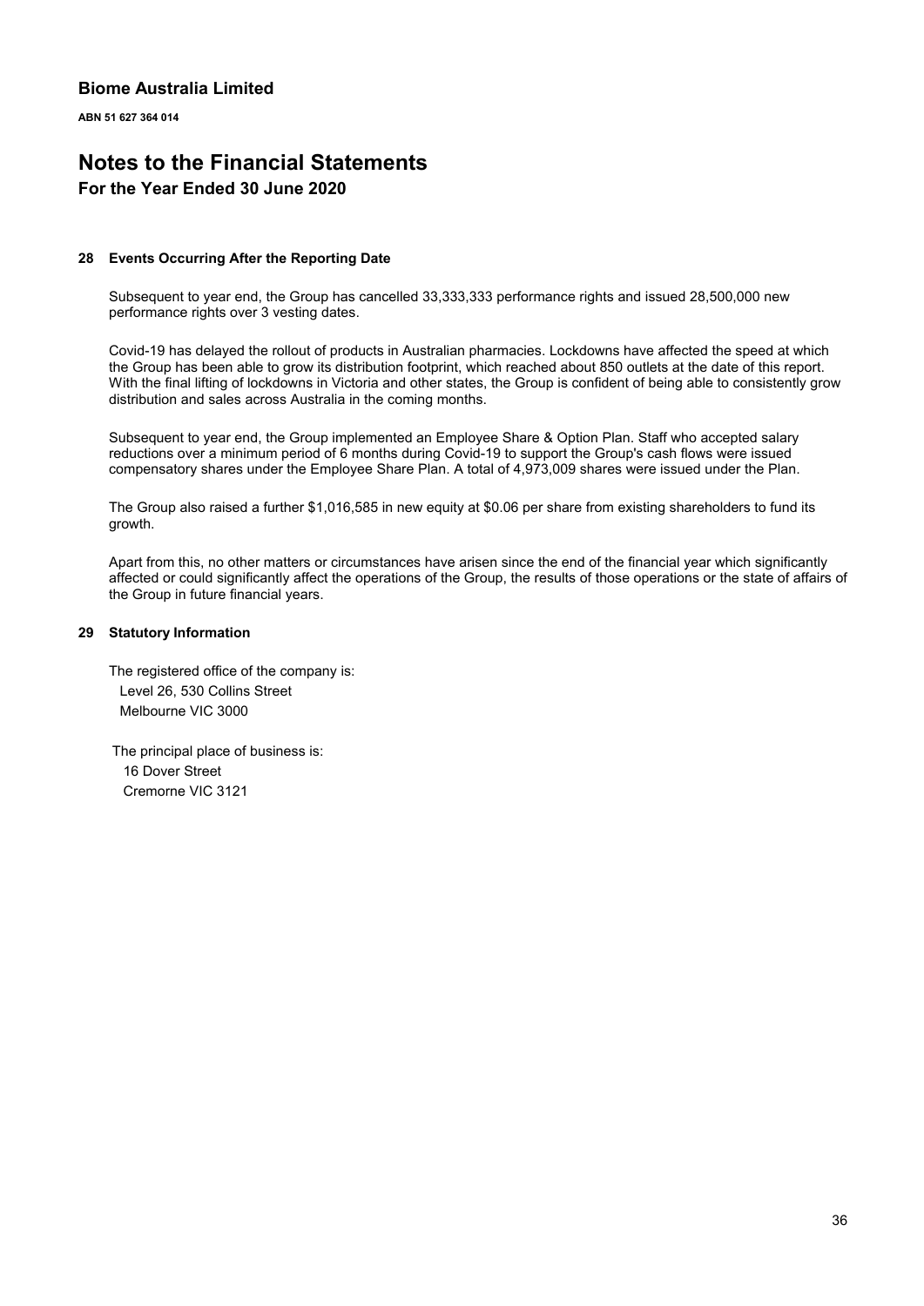**Biome Australia Limited**

**ABN 51 627 364 014**

# Notes to the Financial Statements

## For the Year Ended 30 June 2020

### 28 Events Occurring After the Reporting Date

Subsequent to year end, the Group has cancelled 33,333,333 performance rights and issued 28,500,000 new performance rights over 3 vesting dates.

Covid-19 has delayed the rollout of products in Australian pharmacies. Lockdowns have affected the speed at which the Group has been able to grow its distribution footprint, which reached about 850 outlets at the date of this report. With the final lifting of lockdowns in Victoria and other states, the Group is confident of being able to consistently grow distribution and sales across Australia in the coming months.

Subsequent to year end, the Group implemented an Employee Share & Option Plan. Staff who accepted salary reductions over a minimum period of 6 months during Covid-19 to support the Group's cash flows were issued compensatory shares under the Employee Share Plan. A total of 4,973,009 shares were issued under the Plan.

The Group also raised a further $1,016,585 in new equity at $0.06 per share from existing shareholders to fund its growth.

Apart from this, no other matters or circumstances have arisen since the end of the financial year which significantly affected or could significantly affect the operations of the Group, the results of those operations or the state of affairs of the Group in future financial years.

### 29 Statutory Information

The registered office of the company is:
Level 26, 530 Collins Street
Melbourne VIC 3000

The principal place of business is:
16 Dover Street
Cremorne VIC 3121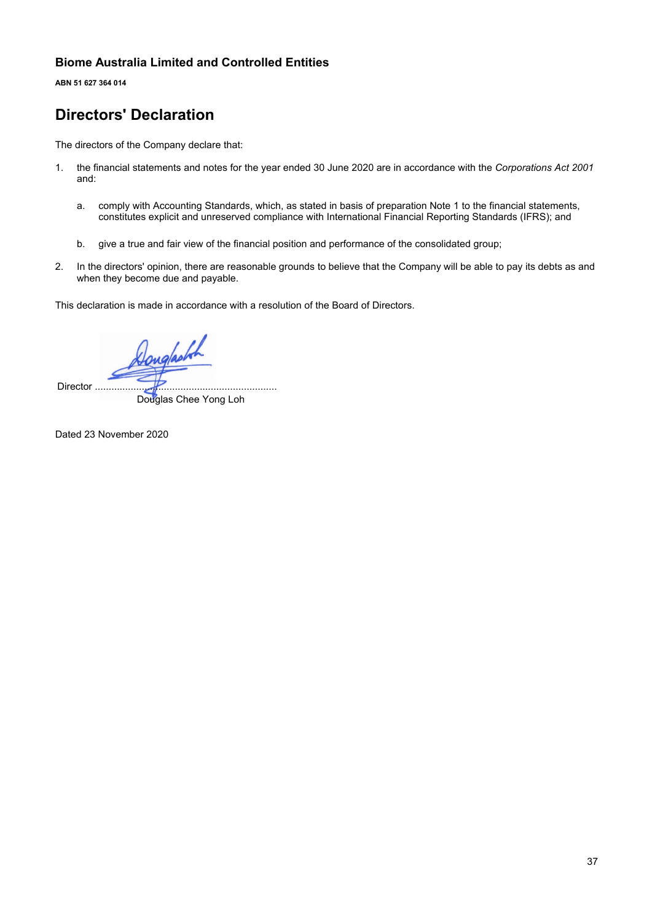**Biome Australia Limited and Controlled Entities**

**ABN 51 627 364 014**

# Directors' Declaration

The directors of the Company declare that:

1. the financial statements and notes for the year ended 30 June 2020 are in accordance with the *Corporations Act 2001* and:

   a. comply with Accounting Standards, which, as stated in basis of preparation Note 1 to the financial statements, constitutes explicit and unreserved compliance with International Financial Reporting Standards (IFRS); and

   b. give a true and fair view of the financial position and performance of the consolidated group;

2. In the directors' opinion, there are reasonable grounds to believe that the Company will be able to pay its debts as and when they become due and payable.

This declaration is made in accordance with a resolution of the Board of Directors.

Director ..............................................................
Douglas Chee Yong Loh

Dated 23 November 2020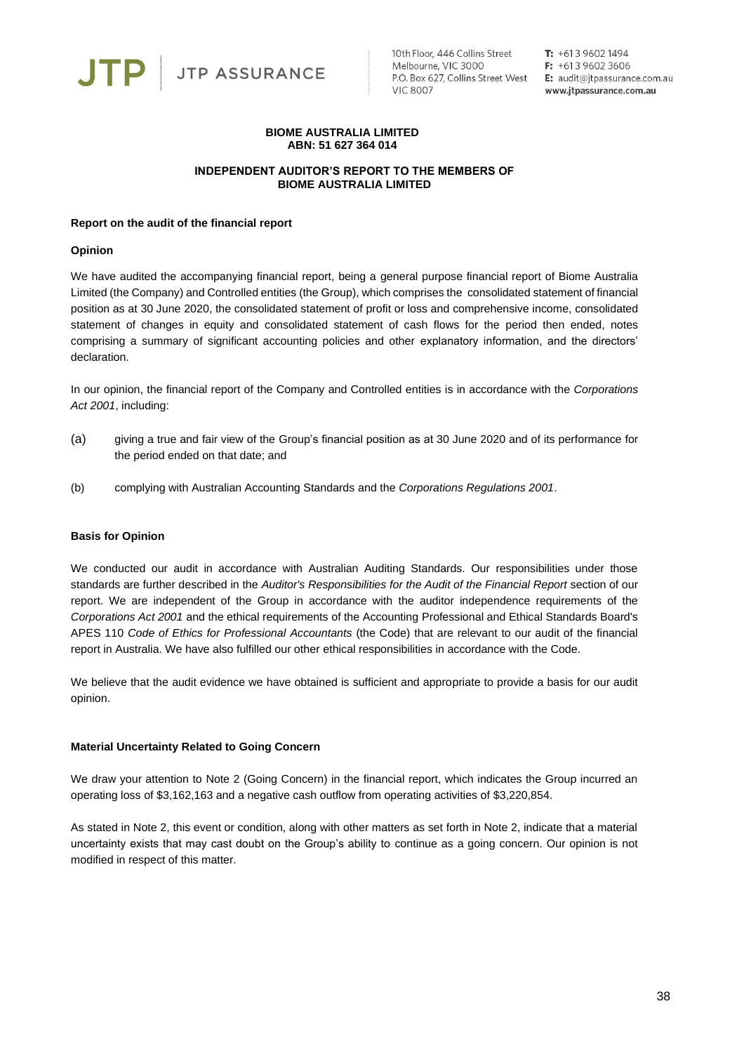JTP | JTP ASSURANCE

10th Floor, 446 Collins Street
Melbourne, VIC 3000
P.O. Box 627, Collins Street West
VIC 8007

T: +61 3 9602 1494
F: +61 3 9602 3606
E: audit@jtpassurance.com.au
www.jtpassurance.com.au

**BIOME AUSTRALIA LIMITED**
**ABN: 51 627 364 014**

**INDEPENDENT AUDITOR'S REPORT TO THE MEMBERS OF BIOME AUSTRALIA LIMITED**

**Report on the audit of the financial report**

**Opinion**

We have audited the accompanying financial report, being a general purpose financial report of Biome Australia Limited (the Company) and Controlled entities (the Group), which comprises the consolidated statement of financial position as at 30 June 2020, the consolidated statement of profit or loss and comprehensive income, consolidated statement of changes in equity and consolidated statement of cash flows for the period then ended, notes comprising a summary of significant accounting policies and other explanatory information, and the directors' declaration.

In our opinion, the financial report of the Company and Controlled entities is in accordance with the *Corporations Act 2001*, including:

(a) giving a true and fair view of the Group's financial position as at 30 June 2020 and of its performance for the period ended on that date; and

(b) complying with Australian Accounting Standards and the *Corporations Regulations 2001*.

**Basis for Opinion**

We conducted our audit in accordance with Australian Auditing Standards. Our responsibilities under those standards are further described in the *Auditor's Responsibilities for the Audit of the Financial Report* section of our report. We are independent of the Group in accordance with the auditor independence requirements of the *Corporations Act 2001* and the ethical requirements of the Accounting Professional and Ethical Standards Board's APES 110 *Code of Ethics for Professional Accountants* (the Code) that are relevant to our audit of the financial report in Australia. We have also fulfilled our other ethical responsibilities in accordance with the Code.

We believe that the audit evidence we have obtained is sufficient and appropriate to provide a basis for our audit opinion.

**Material Uncertainty Related to Going Concern**

We draw your attention to Note 2 (Going Concern) in the financial report, which indicates the Group incurred an operating loss of $3,162,163 and a negative cash outflow from operating activities of $3,220,854.

As stated in Note 2, this event or condition, along with other matters as set forth in Note 2, indicate that a material uncertainty exists that may cast doubt on the Group's ability to continue as a going concern. Our opinion is not modified in respect of this matter.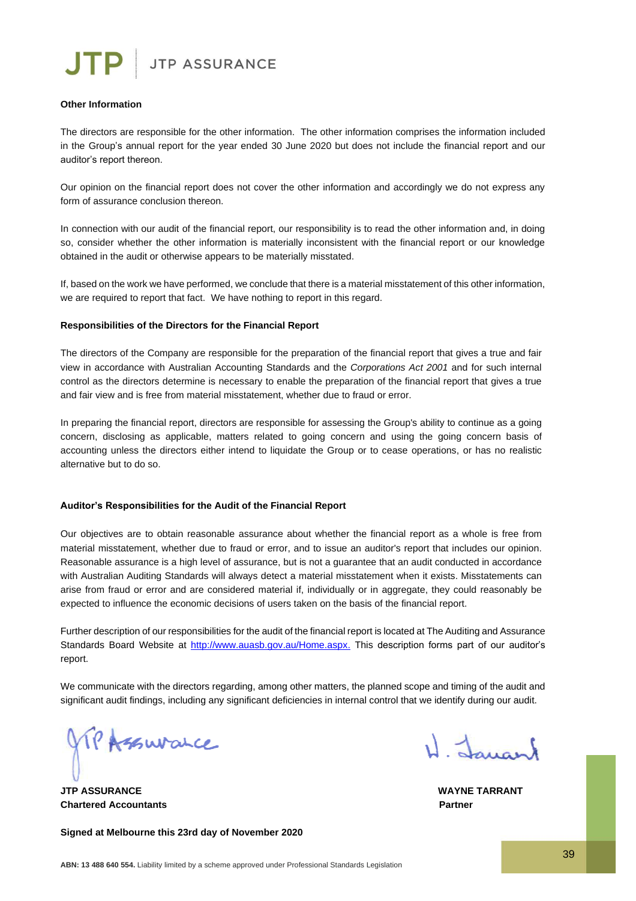**Other Information**

The directors are responsible for the other information. The other information comprises the information included in the Group's annual report for the year ended 30 June 2020 but does not include the financial report and our auditor's report thereon.

Our opinion on the financial report does not cover the other information and accordingly we do not express any form of assurance conclusion thereon.

In connection with our audit of the financial report, our responsibility is to read the other information and, in doing so, consider whether the other information is materially inconsistent with the financial report or our knowledge obtained in the audit or otherwise appears to be materially misstated.

If, based on the work we have performed, we conclude that there is a material misstatement of this other information, we are required to report that fact. We have nothing to report in this regard.

**Responsibilities of the Directors for the Financial Report**

The directors of the Company are responsible for the preparation of the financial report that gives a true and fair view in accordance with Australian Accounting Standards and the *Corporations Act 2001* and for such internal control as the directors determine is necessary to enable the preparation of the financial report that gives a true and fair view and is free from material misstatement, whether due to fraud or error.

In preparing the financial report, directors are responsible for assessing the Group's ability to continue as a going concern, disclosing as applicable, matters related to going concern and using the going concern basis of accounting unless the directors either intend to liquidate the Group or to cease operations, or has no realistic alternative but to do so.

**Auditor's Responsibilities for the Audit of the Financial Report**

Our objectives are to obtain reasonable assurance about whether the financial report as a whole is free from material misstatement, whether due to fraud or error, and to issue an auditor's report that includes our opinion. Reasonable assurance is a high level of assurance, but is not a guarantee that an audit conducted in accordance with Australian Auditing Standards will always detect a material misstatement when it exists. Misstatements can arise from fraud or error and are considered material if, individually or in aggregate, they could reasonably be expected to influence the economic decisions of users taken on the basis of the financial report.

Further description of our responsibilities for the audit of the financial report is located at The Auditing and Assurance Standards Board Website at http://www.auasb.gov.au/Home.aspx. This description forms part of our auditor's report.

We communicate with the directors regarding, among other matters, the planned scope and timing of the audit and significant audit findings, including any significant deficiencies in internal control that we identify during our audit.

**JTP ASSURANCE**
**Chartered Accountants**

**WAYNE TARRANT**
**Partner**

**Signed at Melbourne this 23rd day of November 2020**

**ABN: 13 488 640 554.** Liability limited by a scheme approved under Professional Standards Legislation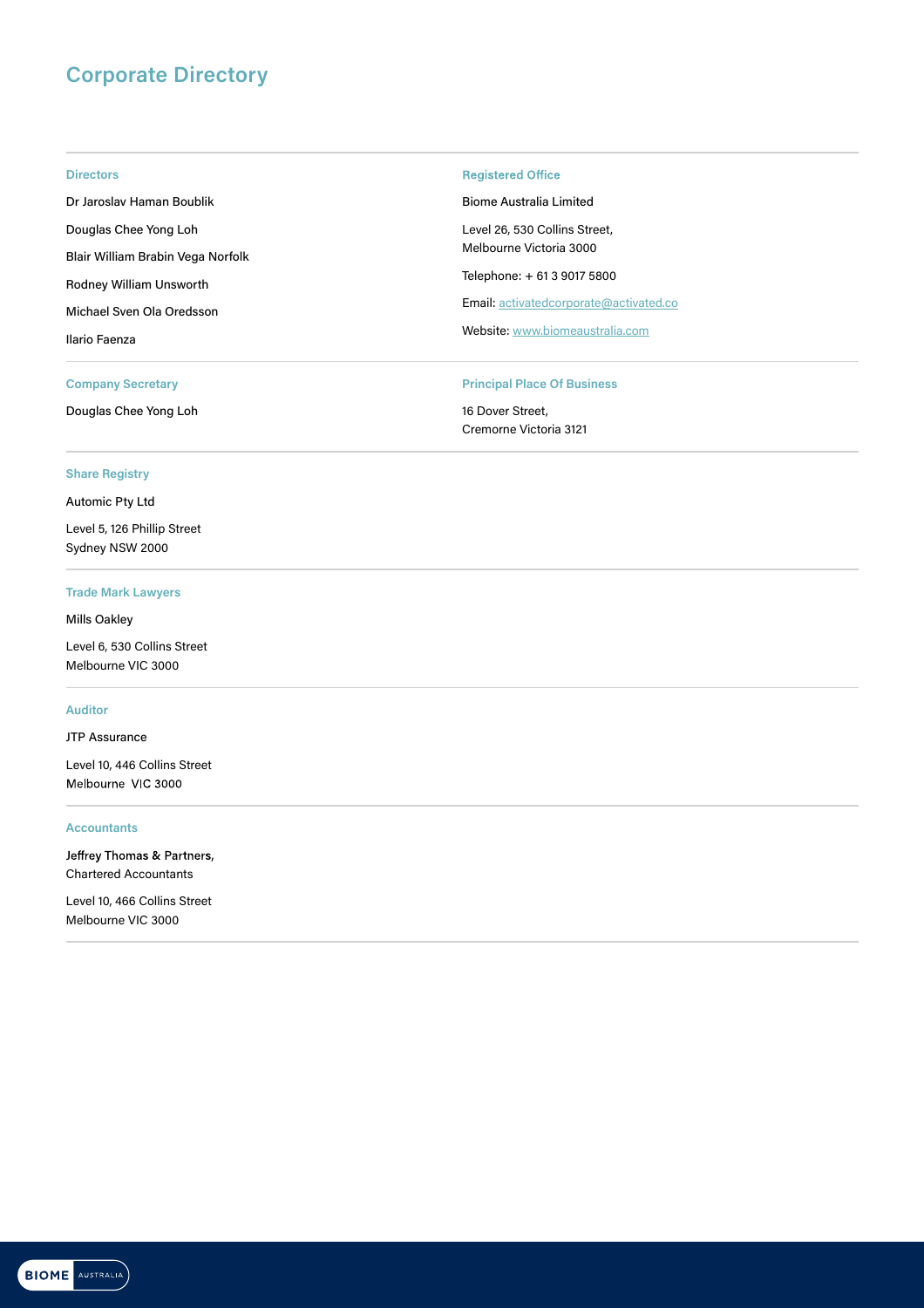# Corporate Directory

### Directors

Dr Jaroslav Haman Boublik

Douglas Chee Yong Loh

Blair William Brabin Vega Norfolk

Rodney William Unsworth

Michael Sven Ola Oredsson

Ilario Faenza

### Registered Office

Biome Australia Limited

Level 26, 530 Collins Street,
Melbourne Victoria 3000

Telephone: + 61 3 9017 5800

Email: activatedcorporate@activated.co

Website: www.biomeaustralia.com

### Company Secretary

Douglas Chee Yong Loh

### Principal Place Of Business

16 Dover Street,
Cremorne Victoria 3121

### Share Registry

Automic Pty Ltd

Level 5, 126 Phillip Street
Sydney NSW 2000

### Trade Mark Lawyers

Mills Oakley

Level 6, 530 Collins Street
Melbourne VIC 3000

### Auditor

JTP Assurance

Level 10, 446 Collins Street
Melbourne VIC 3000

### Accountants

Jeffrey Thomas & Partners,
Chartered Accountants

Level 10, 466 Collins Street
Melbourne VIC 3000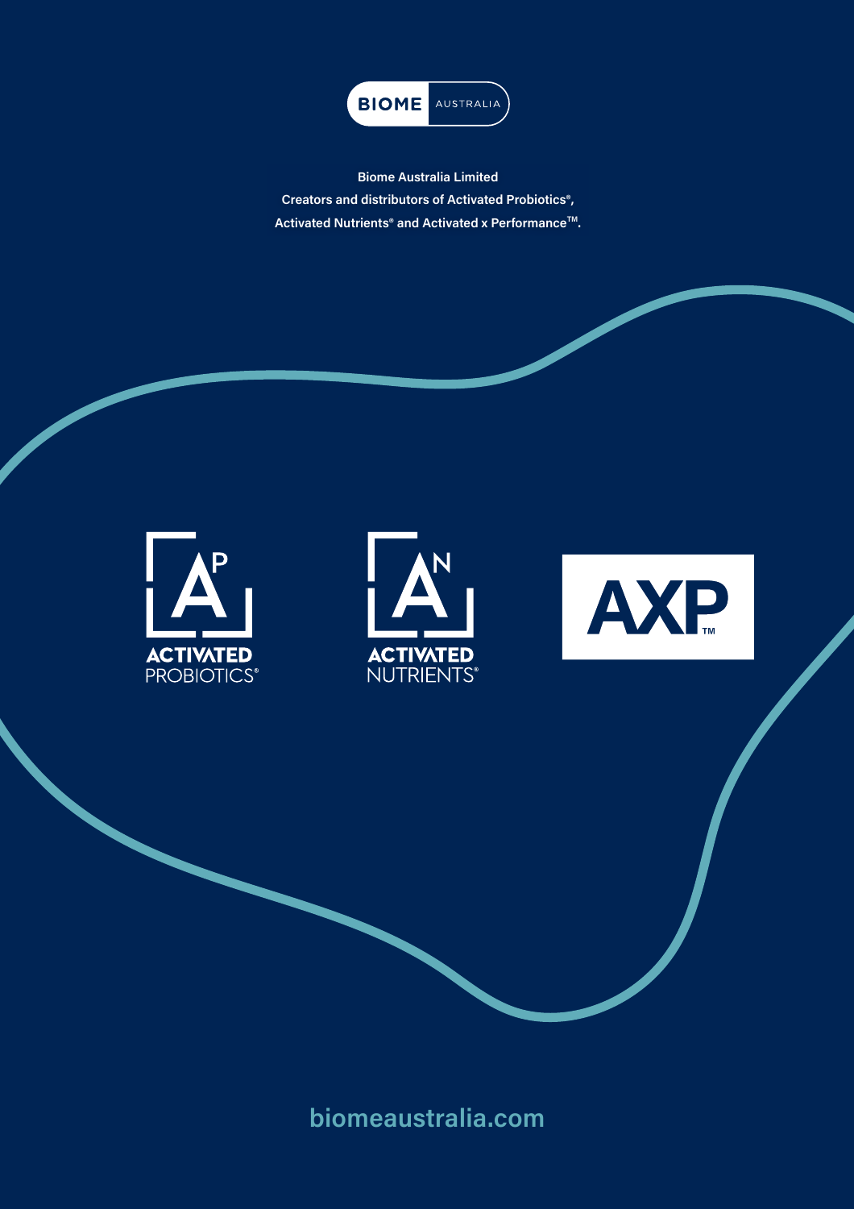BIOME AUSTRALIA

**Biome Australia Limited**
**Creators and distributors of Activated Probiotics®,**
**Activated Nutrients® and Activated x Performance™.**

ACTIVATED PROBIOTICS®

ACTIVATED NUTRIENTS®

AXP™

biomeaustralia.com